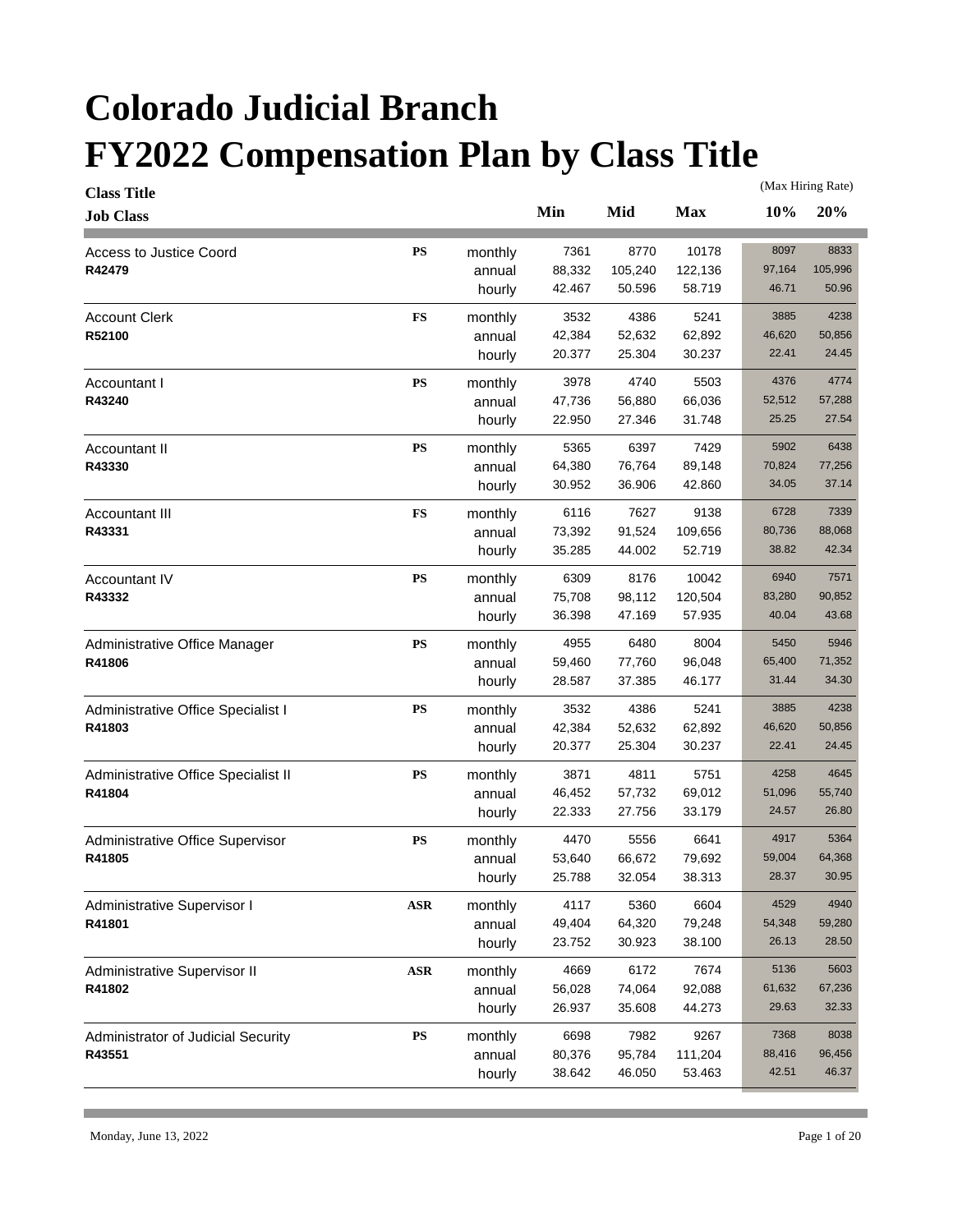# Colorado Judicial Branch

# FY2022 Compensation Plan by Class Title

| Class Title / Job Class | | | Min | Mid | Max | 10% (Max Hiring Rate) | 20% (Max Hiring Rate) |
|---|---|---|---|---|---|---|---|
| Access to Justice Coord | PS | monthly | 7361 | 8770 | 10178 | 8097 | 8833 |
| **R42479** | | annual | 88,332 | 105,240 | 122,136 | 97,164 | 105,996 |
| | | hourly | 42.467 | 50.596 | 58.719 | 46.71 | 50.96 |
| Account Clerk | FS | monthly | 3532 | 4386 | 5241 | 3885 | 4238 |
| **R52100** | | annual | 42,384 | 52,632 | 62,892 | 46,620 | 50,856 |
| | | hourly | 20.377 | 25.304 | 30.237 | 22.41 | 24.45 |
| Accountant I | PS | monthly | 3978 | 4740 | 5503 | 4376 | 4774 |
| **R43240** | | annual | 47,736 | 56,880 | 66,036 | 52,512 | 57,288 |
| | | hourly | 22.950 | 27.346 | 31.748 | 25.25 | 27.54 |
| Accountant II | PS | monthly | 5365 | 6397 | 7429 | 5902 | 6438 |
| **R43330** | | annual | 64,380 | 76,764 | 89,148 | 70,824 | 77,256 |
| | | hourly | 30.952 | 36.906 | 42.860 | 34.05 | 37.14 |
| Accountant III | FS | monthly | 6116 | 7627 | 9138 | 6728 | 7339 |
| **R43331** | | annual | 73,392 | 91,524 | 109,656 | 80,736 | 88,068 |
| | | hourly | 35.285 | 44.002 | 52.719 | 38.82 | 42.34 |
| Accountant IV | PS | monthly | 6309 | 8176 | 10042 | 6940 | 7571 |
| **R43332** | | annual | 75,708 | 98,112 | 120,504 | 83,280 | 90,852 |
| | | hourly | 36.398 | 47.169 | 57.935 | 40.04 | 43.68 |
| Administrative Office Manager | PS | monthly | 4955 | 6480 | 8004 | 5450 | 5946 |
| **R41806** | | annual | 59,460 | 77,760 | 96,048 | 65,400 | 71,352 |
| | | hourly | 28.587 | 37.385 | 46.177 | 31.44 | 34.30 |
| Administrative Office Specialist I | PS | monthly | 3532 | 4386 | 5241 | 3885 | 4238 |
| **R41803** | | annual | 42,384 | 52,632 | 62,892 | 46,620 | 50,856 |
| | | hourly | 20.377 | 25.304 | 30.237 | 22.41 | 24.45 |
| Administrative Office Specialist II | PS | monthly | 3871 | 4811 | 5751 | 4258 | 4645 |
| **R41804** | | annual | 46,452 | 57,732 | 69,012 | 51,096 | 55,740 |
| | | hourly | 22.333 | 27.756 | 33.179 | 24.57 | 26.80 |
| Administrative Office Supervisor | PS | monthly | 4470 | 5556 | 6641 | 4917 | 5364 |
| **R41805** | | annual | 53,640 | 66,672 | 79,692 | 59,004 | 64,368 |
| | | hourly | 25.788 | 32.054 | 38.313 | 28.37 | 30.95 |
| Administrative Supervisor I | ASR | monthly | 4117 | 5360 | 6604 | 4529 | 4940 |
| **R41801** | | annual | 49,404 | 64,320 | 79,248 | 54,348 | 59,280 |
| | | hourly | 23.752 | 30.923 | 38.100 | 26.13 | 28.50 |
| Administrative Supervisor II | ASR | monthly | 4669 | 6172 | 7674 | 5136 | 5603 |
| **R41802** | | annual | 56,028 | 74,064 | 92,088 | 61,632 | 67,236 |
| | | hourly | 26.937 | 35.608 | 44.273 | 29.63 | 32.33 |
| Administrator of Judicial Security | PS | monthly | 6698 | 7982 | 9267 | 7368 | 8038 |
| **R43551** | | annual | 80,376 | 95,784 | 111,204 | 88,416 | 96,456 |
| | | hourly | 38.642 | 46.050 | 53.463 | 42.51 | 46.37 |

Monday, June 13, 2022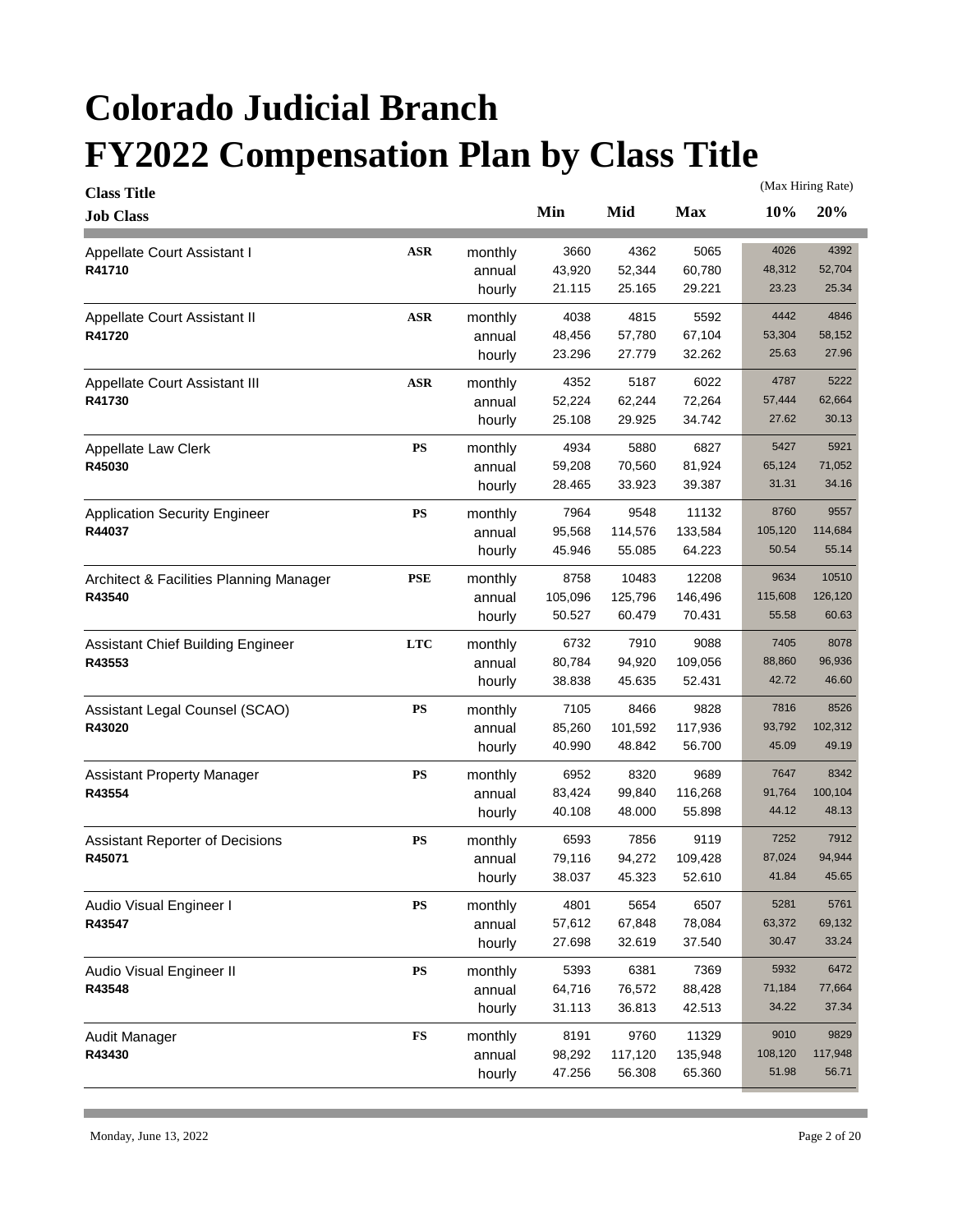# Colorado Judicial Branch
# FY2022 Compensation Plan by Class Title

| Class Title / Job Class | | | Min | Mid | Max | 10% (Max Hiring Rate) | 20% (Max Hiring Rate) |
|---|---|---|---|---|---|---|---|
| Appellate Court Assistant I | ASR | monthly | 3660 | 4362 | 5065 | 4026 | 4392 |
| R41710 | | annual | 43,920 | 52,344 | 60,780 | 48,312 | 52,704 |
| | | hourly | 21.115 | 25.165 | 29.221 | 23.23 | 25.34 |
| Appellate Court Assistant II | ASR | monthly | 4038 | 4815 | 5592 | 4442 | 4846 |
| R41720 | | annual | 48,456 | 57,780 | 67,104 | 53,304 | 58,152 |
| | | hourly | 23.296 | 27.779 | 32.262 | 25.63 | 27.96 |
| Appellate Court Assistant III | ASR | monthly | 4352 | 5187 | 6022 | 4787 | 5222 |
| R41730 | | annual | 52,224 | 62,244 | 72,264 | 57,444 | 62,664 |
| | | hourly | 25.108 | 29.925 | 34.742 | 27.62 | 30.13 |
| Appellate Law Clerk | PS | monthly | 4934 | 5880 | 6827 | 5427 | 5921 |
| R45030 | | annual | 59,208 | 70,560 | 81,924 | 65,124 | 71,052 |
| | | hourly | 28.465 | 33.923 | 39.387 | 31.31 | 34.16 |
| Application Security Engineer | PS | monthly | 7964 | 9548 | 11132 | 8760 | 9557 |
| R44037 | | annual | 95,568 | 114,576 | 133,584 | 105,120 | 114,684 |
| | | hourly | 45.946 | 55.085 | 64.223 | 50.54 | 55.14 |
| Architect & Facilities Planning Manager | PSE | monthly | 8758 | 10483 | 12208 | 9634 | 10510 |
| R43540 | | annual | 105,096 | 125,796 | 146,496 | 115,608 | 126,120 |
| | | hourly | 50.527 | 60.479 | 70.431 | 55.58 | 60.63 |
| Assistant Chief Building Engineer | LTC | monthly | 6732 | 7910 | 9088 | 7405 | 8078 |
| R43553 | | annual | 80,784 | 94,920 | 109,056 | 88,860 | 96,936 |
| | | hourly | 38.838 | 45.635 | 52.431 | 42.72 | 46.60 |
| Assistant Legal Counsel (SCAO) | PS | monthly | 7105 | 8466 | 9828 | 7816 | 8526 |
| R43020 | | annual | 85,260 | 101,592 | 117,936 | 93,792 | 102,312 |
| | | hourly | 40.990 | 48.842 | 56.700 | 45.09 | 49.19 |
| Assistant Property Manager | PS | monthly | 6952 | 8320 | 9689 | 7647 | 8342 |
| R43554 | | annual | 83,424 | 99,840 | 116,268 | 91,764 | 100,104 |
| | | hourly | 40.108 | 48.000 | 55.898 | 44.12 | 48.13 |
| Assistant Reporter of Decisions | PS | monthly | 6593 | 7856 | 9119 | 7252 | 7912 |
| R45071 | | annual | 79,116 | 94,272 | 109,428 | 87,024 | 94,944 |
| | | hourly | 38.037 | 45.323 | 52.610 | 41.84 | 45.65 |
| Audio Visual Engineer I | PS | monthly | 4801 | 5654 | 6507 | 5281 | 5761 |
| R43547 | | annual | 57,612 | 67,848 | 78,084 | 63,372 | 69,132 |
| | | hourly | 27.698 | 32.619 | 37.540 | 30.47 | 33.24 |
| Audio Visual Engineer II | PS | monthly | 5393 | 6381 | 7369 | 5932 | 6472 |
| R43548 | | annual | 64,716 | 76,572 | 88,428 | 71,184 | 77,664 |
| | | hourly | 31.113 | 36.813 | 42.513 | 34.22 | 37.34 |
| Audit Manager | FS | monthly | 8191 | 9760 | 11329 | 9010 | 9829 |
| R43430 | | annual | 98,292 | 117,120 | 135,948 | 108,120 | 117,948 |
| | | hourly | 47.256 | 56.308 | 65.360 | 51.98 | 56.71 |

Monday, June 13, 2022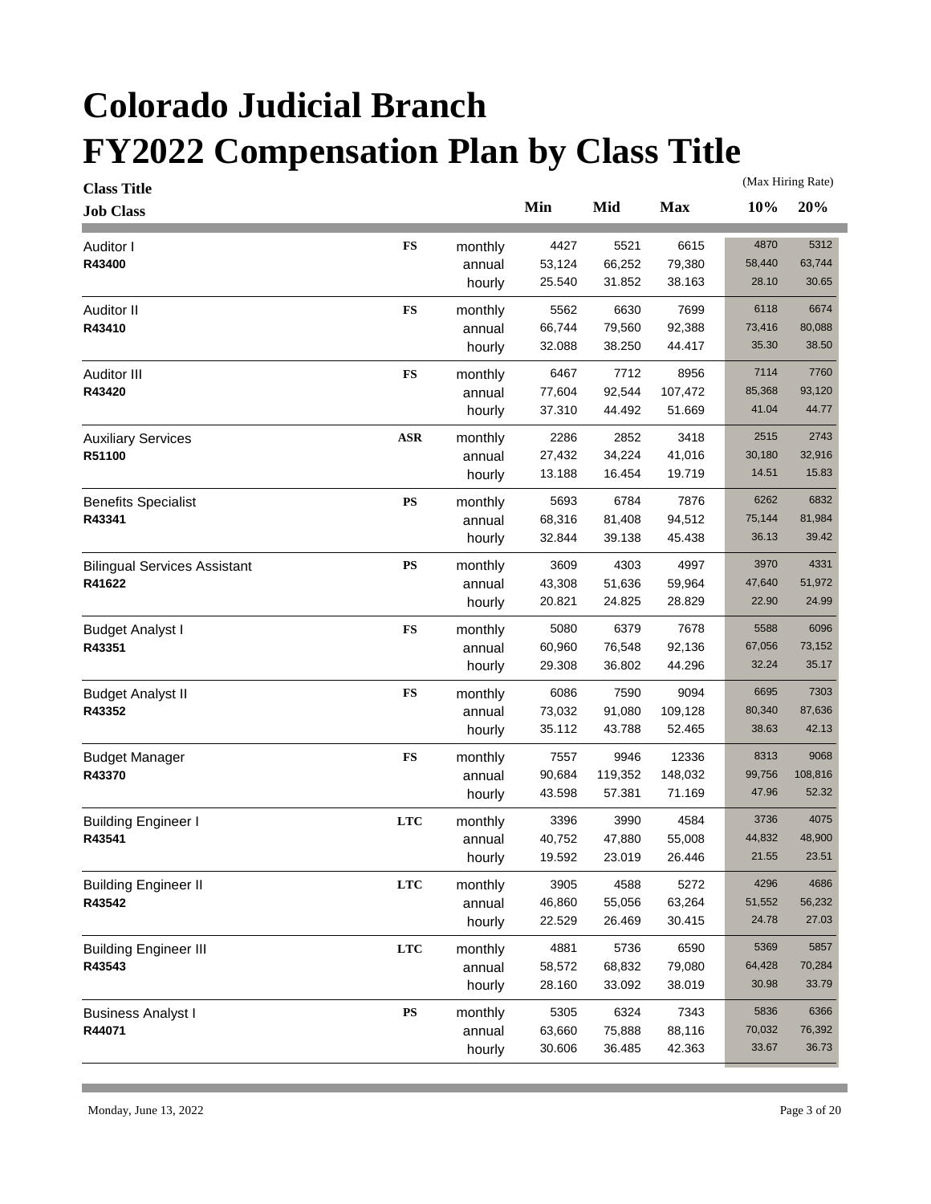# Colorado Judicial Branch
# FY2022 Compensation Plan by Class Title

| Class Title / Job Class | | | Min | Mid | Max | 10% (Max Hiring Rate) | 20% (Max Hiring Rate) |
|---|---|---|---|---|---|---|---|
| Auditor I | FS | monthly | 4427 | 5521 | 6615 | 4870 | 5312 |
| R43400 | | annual | 53,124 | 66,252 | 79,380 | 58,440 | 63,744 |
| | | hourly | 25.540 | 31.852 | 38.163 | 28.10 | 30.65 |
| Auditor II | FS | monthly | 5562 | 6630 | 7699 | 6118 | 6674 |
| R43410 | | annual | 66,744 | 79,560 | 92,388 | 73,416 | 80,088 |
| | | hourly | 32.088 | 38.250 | 44.417 | 35.30 | 38.50 |
| Auditor III | FS | monthly | 6467 | 7712 | 8956 | 7114 | 7760 |
| R43420 | | annual | 77,604 | 92,544 | 107,472 | 85,368 | 93,120 |
| | | hourly | 37.310 | 44.492 | 51.669 | 41.04 | 44.77 |
| Auxiliary Services | ASR | monthly | 2286 | 2852 | 3418 | 2515 | 2743 |
| R51100 | | annual | 27,432 | 34,224 | 41,016 | 30,180 | 32,916 |
| | | hourly | 13.188 | 16.454 | 19.719 | 14.51 | 15.83 |
| Benefits Specialist | PS | monthly | 5693 | 6784 | 7876 | 6262 | 6832 |
| R43341 | | annual | 68,316 | 81,408 | 94,512 | 75,144 | 81,984 |
| | | hourly | 32.844 | 39.138 | 45.438 | 36.13 | 39.42 |
| Bilingual Services Assistant | PS | monthly | 3609 | 4303 | 4997 | 3970 | 4331 |
| R41622 | | annual | 43,308 | 51,636 | 59,964 | 47,640 | 51,972 |
| | | hourly | 20.821 | 24.825 | 28.829 | 22.90 | 24.99 |
| Budget Analyst I | FS | monthly | 5080 | 6379 | 7678 | 5588 | 6096 |
| R43351 | | annual | 60,960 | 76,548 | 92,136 | 67,056 | 73,152 |
| | | hourly | 29.308 | 36.802 | 44.296 | 32.24 | 35.17 |
| Budget Analyst II | FS | monthly | 6086 | 7590 | 9094 | 6695 | 7303 |
| R43352 | | annual | 73,032 | 91,080 | 109,128 | 80,340 | 87,636 |
| | | hourly | 35.112 | 43.788 | 52.465 | 38.63 | 42.13 |
| Budget Manager | FS | monthly | 7557 | 9946 | 12336 | 8313 | 9068 |
| R43370 | | annual | 90,684 | 119,352 | 148,032 | 99,756 | 108,816 |
| | | hourly | 43.598 | 57.381 | 71.169 | 47.96 | 52.32 |
| Building Engineer I | LTC | monthly | 3396 | 3990 | 4584 | 3736 | 4075 |
| R43541 | | annual | 40,752 | 47,880 | 55,008 | 44,832 | 48,900 |
| | | hourly | 19.592 | 23.019 | 26.446 | 21.55 | 23.51 |
| Building Engineer II | LTC | monthly | 3905 | 4588 | 5272 | 4296 | 4686 |
| R43542 | | annual | 46,860 | 55,056 | 63,264 | 51,552 | 56,232 |
| | | hourly | 22.529 | 26.469 | 30.415 | 24.78 | 27.03 |
| Building Engineer III | LTC | monthly | 4881 | 5736 | 6590 | 5369 | 5857 |
| R43543 | | annual | 58,572 | 68,832 | 79,080 | 64,428 | 70,284 |
| | | hourly | 28.160 | 33.092 | 38.019 | 30.98 | 33.79 |
| Business Analyst I | PS | monthly | 5305 | 6324 | 7343 | 5836 | 6366 |
| R44071 | | annual | 63,660 | 75,888 | 88,116 | 70,032 | 76,392 |
| | | hourly | 30.606 | 36.485 | 42.363 | 33.67 | 36.73 |

Monday, June 13, 2022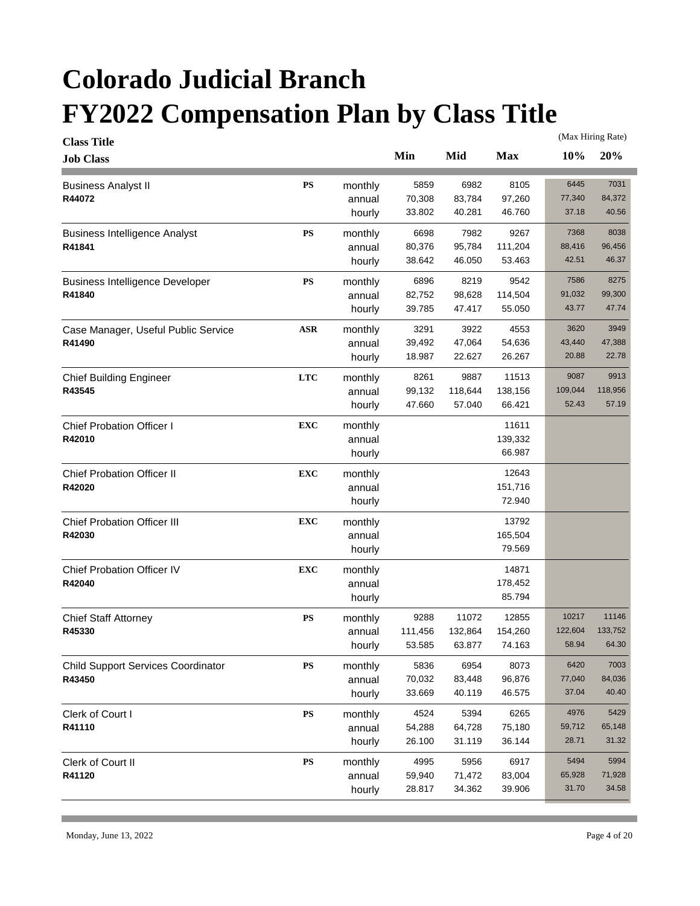# Colorado Judicial Branch
# FY2022 Compensation Plan by Class Title

| Class Title / Job Class | | | Min | Mid | Max | (Max Hiring Rate) 10% | 20% |
|---|---|---|---|---|---|---|---|
| Business Analyst II | PS | monthly | 5859 | 6982 | 8105 | 6445 | 7031 |
| R44072 | | annual | 70,308 | 83,784 | 97,260 | 77,340 | 84,372 |
| | | hourly | 33.802 | 40.281 | 46.760 | 37.18 | 40.56 |
| Business Intelligence Analyst | PS | monthly | 6698 | 7982 | 9267 | 7368 | 8038 |
| R41841 | | annual | 80,376 | 95,784 | 111,204 | 88,416 | 96,456 |
| | | hourly | 38.642 | 46.050 | 53.463 | 42.51 | 46.37 |
| Business Intelligence Developer | PS | monthly | 6896 | 8219 | 9542 | 7586 | 8275 |
| R41840 | | annual | 82,752 | 98,628 | 114,504 | 91,032 | 99,300 |
| | | hourly | 39.785 | 47.417 | 55.050 | 43.77 | 47.74 |
| Case Manager, Useful Public Service | ASR | monthly | 3291 | 3922 | 4553 | 3620 | 3949 |
| R41490 | | annual | 39,492 | 47,064 | 54,636 | 43,440 | 47,388 |
| | | hourly | 18.987 | 22.627 | 26.267 | 20.88 | 22.78 |
| Chief Building Engineer | LTC | monthly | 8261 | 9887 | 11513 | 9087 | 9913 |
| R43545 | | annual | 99,132 | 118,644 | 138,156 | 109,044 | 118,956 |
| | | hourly | 47.660 | 57.040 | 66.421 | 52.43 | 57.19 |
| Chief Probation Officer I | EXC | monthly | | | 11611 | | |
| R42010 | | annual | | | 139,332 | | |
| | | hourly | | | 66.987 | | |
| Chief Probation Officer II | EXC | monthly | | | 12643 | | |
| R42020 | | annual | | | 151,716 | | |
| | | hourly | | | 72.940 | | |
| Chief Probation Officer III | EXC | monthly | | | 13792 | | |
| R42030 | | annual | | | 165,504 | | |
| | | hourly | | | 79.569 | | |
| Chief Probation Officer IV | EXC | monthly | | | 14871 | | |
| R42040 | | annual | | | 178,452 | | |
| | | hourly | | | 85.794 | | |
| Chief Staff Attorney | PS | monthly | 9288 | 11072 | 12855 | 10217 | 11146 |
| R45330 | | annual | 111,456 | 132,864 | 154,260 | 122,604 | 133,752 |
| | | hourly | 53.585 | 63.877 | 74.163 | 58.94 | 64.30 |
| Child Support Services Coordinator | PS | monthly | 5836 | 6954 | 8073 | 6420 | 7003 |
| R43450 | | annual | 70,032 | 83,448 | 96,876 | 77,040 | 84,036 |
| | | hourly | 33.669 | 40.119 | 46.575 | 37.04 | 40.40 |
| Clerk of Court I | PS | monthly | 4524 | 5394 | 6265 | 4976 | 5429 |
| R41110 | | annual | 54,288 | 64,728 | 75,180 | 59,712 | 65,148 |
| | | hourly | 26.100 | 31.119 | 36.144 | 28.71 | 31.32 |
| Clerk of Court II | PS | monthly | 4995 | 5956 | 6917 | 5494 | 5994 |
| R41120 | | annual | 59,940 | 71,472 | 83,004 | 65,928 | 71,928 |
| | | hourly | 28.817 | 34.362 | 39.906 | 31.70 | 34.58 |

Monday, June 13, 2022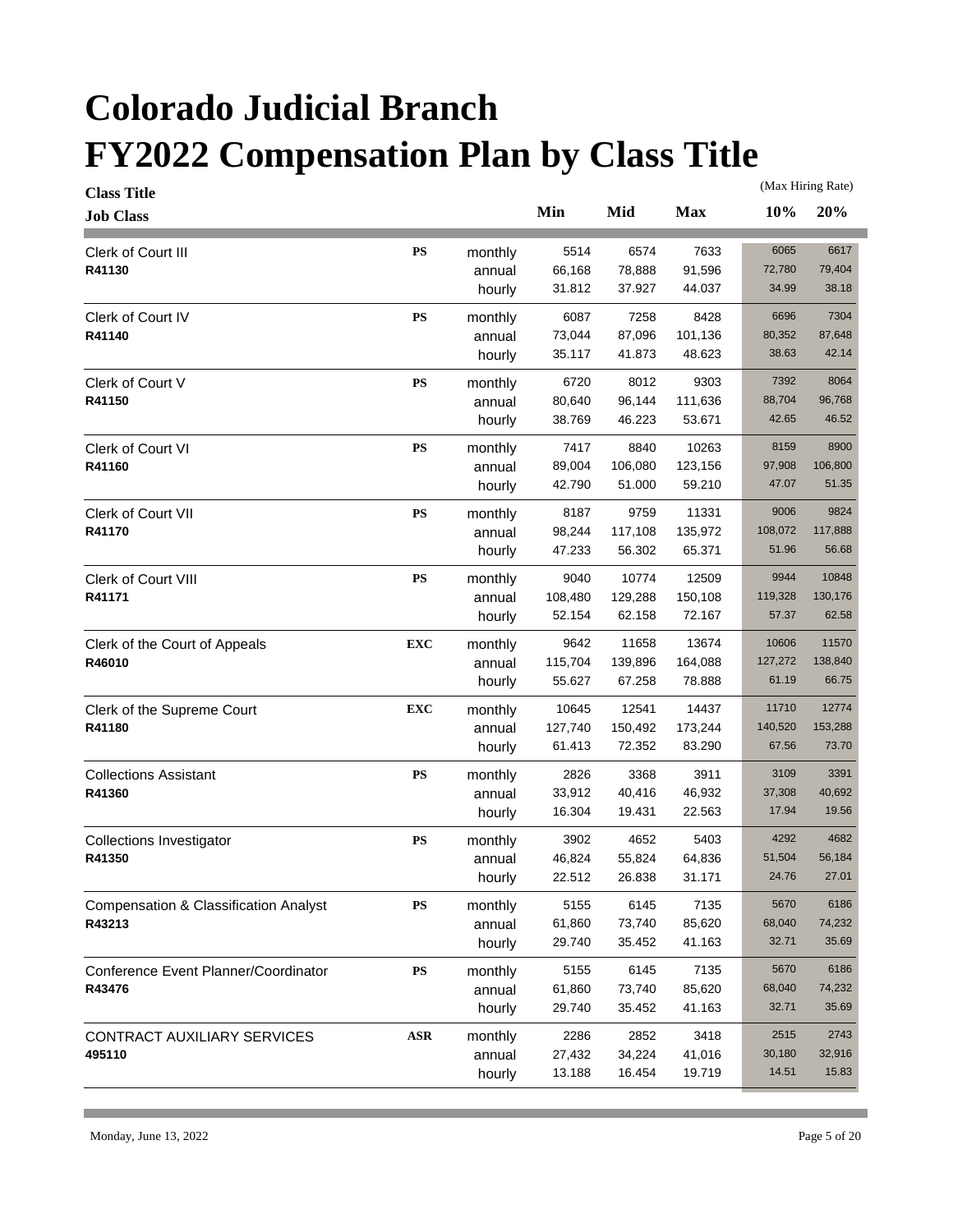# Colorado Judicial Branch
# FY2022 Compensation Plan by Class Title

| Class Title / Job Class | | | Min | Mid | Max | 10% (Max Hiring Rate) | 20% (Max Hiring Rate) |
|---|---|---|---|---|---|---|---|
| Clerk of Court III | PS | monthly | 5514 | 6574 | 7633 | 6065 | 6617 |
| R41130 | | annual | 66,168 | 78,888 | 91,596 | 72,780 | 79,404 |
| | | hourly | 31.812 | 37.927 | 44.037 | 34.99 | 38.18 |
| Clerk of Court IV | PS | monthly | 6087 | 7258 | 8428 | 6696 | 7304 |
| R41140 | | annual | 73,044 | 87,096 | 101,136 | 80,352 | 87,648 |
| | | hourly | 35.117 | 41.873 | 48.623 | 38.63 | 42.14 |
| Clerk of Court V | PS | monthly | 6720 | 8012 | 9303 | 7392 | 8064 |
| R41150 | | annual | 80,640 | 96,144 | 111,636 | 88,704 | 96,768 |
| | | hourly | 38.769 | 46.223 | 53.671 | 42.65 | 46.52 |
| Clerk of Court VI | PS | monthly | 7417 | 8840 | 10263 | 8159 | 8900 |
| R41160 | | annual | 89,004 | 106,080 | 123,156 | 97,908 | 106,800 |
| | | hourly | 42.790 | 51.000 | 59.210 | 47.07 | 51.35 |
| Clerk of Court VII | PS | monthly | 8187 | 9759 | 11331 | 9006 | 9824 |
| R41170 | | annual | 98,244 | 117,108 | 135,972 | 108,072 | 117,888 |
| | | hourly | 47.233 | 56.302 | 65.371 | 51.96 | 56.68 |
| Clerk of Court VIII | PS | monthly | 9040 | 10774 | 12509 | 9944 | 10848 |
| R41171 | | annual | 108,480 | 129,288 | 150,108 | 119,328 | 130,176 |
| | | hourly | 52.154 | 62.158 | 72.167 | 57.37 | 62.58 |
| Clerk of the Court of Appeals | EXC | monthly | 9642 | 11658 | 13674 | 10606 | 11570 |
| R46010 | | annual | 115,704 | 139,896 | 164,088 | 127,272 | 138,840 |
| | | hourly | 55.627 | 67.258 | 78.888 | 61.19 | 66.75 |
| Clerk of the Supreme Court | EXC | monthly | 10645 | 12541 | 14437 | 11710 | 12774 |
| R41180 | | annual | 127,740 | 150,492 | 173,244 | 140,520 | 153,288 |
| | | hourly | 61.413 | 72.352 | 83.290 | 67.56 | 73.70 |
| Collections Assistant | PS | monthly | 2826 | 3368 | 3911 | 3109 | 3391 |
| R41360 | | annual | 33,912 | 40,416 | 46,932 | 37,308 | 40,692 |
| | | hourly | 16.304 | 19.431 | 22.563 | 17.94 | 19.56 |
| Collections Investigator | PS | monthly | 3902 | 4652 | 5403 | 4292 | 4682 |
| R41350 | | annual | 46,824 | 55,824 | 64,836 | 51,504 | 56,184 |
| | | hourly | 22.512 | 26.838 | 31.171 | 24.76 | 27.01 |
| Compensation & Classification Analyst | PS | monthly | 5155 | 6145 | 7135 | 5670 | 6186 |
| R43213 | | annual | 61,860 | 73,740 | 85,620 | 68,040 | 74,232 |
| | | hourly | 29.740 | 35.452 | 41.163 | 32.71 | 35.69 |
| Conference Event Planner/Coordinator | PS | monthly | 5155 | 6145 | 7135 | 5670 | 6186 |
| R43476 | | annual | 61,860 | 73,740 | 85,620 | 68,040 | 74,232 |
| | | hourly | 29.740 | 35.452 | 41.163 | 32.71 | 35.69 |
| CONTRACT AUXILIARY SERVICES | ASR | monthly | 2286 | 2852 | 3418 | 2515 | 2743 |
| 495110 | | annual | 27,432 | 34,224 | 41,016 | 30,180 | 32,916 |
| | | hourly | 13.188 | 16.454 | 19.719 | 14.51 | 15.83 |

Monday, June 13, 2022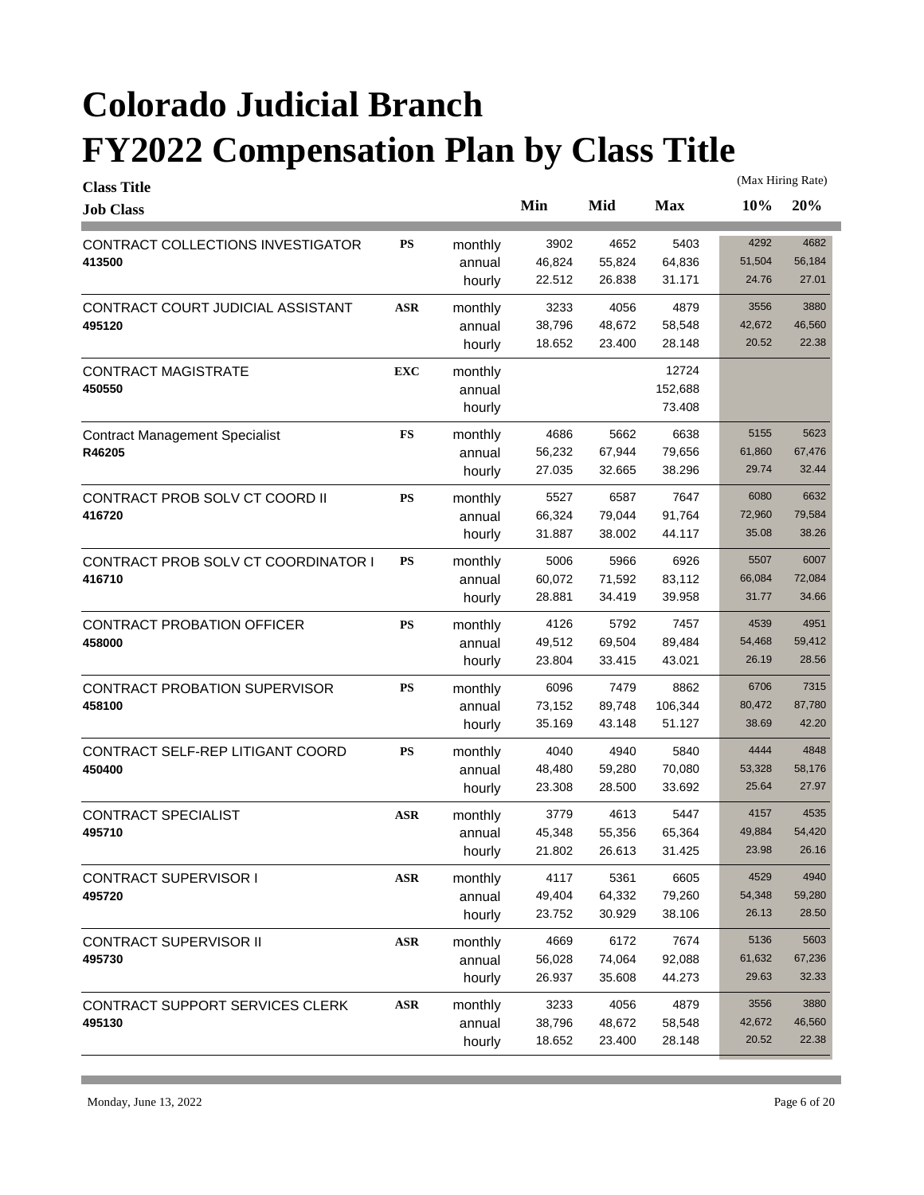# Colorado Judicial Branch

# FY2022 Compensation Plan by Class Title

| Class Title / Job Class | | | Min | Mid | Max | 10% (Max Hiring Rate) | 20% (Max Hiring Rate) |
|---|---|---|---|---|---|---|---|
| CONTRACT COLLECTIONS INVESTIGATOR | PS | monthly | 3902 | 4652 | 5403 | 4292 | 4682 |
| 413500 | | annual | 46,824 | 55,824 | 64,836 | 51,504 | 56,184 |
| | | hourly | 22.512 | 26.838 | 31.171 | 24.76 | 27.01 |
| CONTRACT COURT JUDICIAL ASSISTANT | ASR | monthly | 3233 | 4056 | 4879 | 3556 | 3880 |
| 495120 | | annual | 38,796 | 48,672 | 58,548 | 42,672 | 46,560 |
| | | hourly | 18.652 | 23.400 | 28.148 | 20.52 | 22.38 |
| CONTRACT MAGISTRATE | EXC | monthly | | | 12724 | | |
| 450550 | | annual | | | 152,688 | | |
| | | hourly | | | 73.408 | | |
| Contract Management Specialist | FS | monthly | 4686 | 5662 | 6638 | 5155 | 5623 |
| R46205 | | annual | 56,232 | 67,944 | 79,656 | 61,860 | 67,476 |
| | | hourly | 27.035 | 32.665 | 38.296 | 29.74 | 32.44 |
| CONTRACT PROB SOLV CT COORD II | PS | monthly | 5527 | 6587 | 7647 | 6080 | 6632 |
| 416720 | | annual | 66,324 | 79,044 | 91,764 | 72,960 | 79,584 |
| | | hourly | 31.887 | 38.002 | 44.117 | 35.08 | 38.26 |
| CONTRACT PROB SOLV CT COORDINATOR I | PS | monthly | 5006 | 5966 | 6926 | 5507 | 6007 |
| 416710 | | annual | 60,072 | 71,592 | 83,112 | 66,084 | 72,084 |
| | | hourly | 28.881 | 34.419 | 39.958 | 31.77 | 34.66 |
| CONTRACT PROBATION OFFICER | PS | monthly | 4126 | 5792 | 7457 | 4539 | 4951 |
| 458000 | | annual | 49,512 | 69,504 | 89,484 | 54,468 | 59,412 |
| | | hourly | 23.804 | 33.415 | 43.021 | 26.19 | 28.56 |
| CONTRACT PROBATION SUPERVISOR | PS | monthly | 6096 | 7479 | 8862 | 6706 | 7315 |
| 458100 | | annual | 73,152 | 89,748 | 106,344 | 80,472 | 87,780 |
| | | hourly | 35.169 | 43.148 | 51.127 | 38.69 | 42.20 |
| CONTRACT SELF-REP LITIGANT COORD | PS | monthly | 4040 | 4940 | 5840 | 4444 | 4848 |
| 450400 | | annual | 48,480 | 59,280 | 70,080 | 53,328 | 58,176 |
| | | hourly | 23.308 | 28.500 | 33.692 | 25.64 | 27.97 |
| CONTRACT SPECIALIST | ASR | monthly | 3779 | 4613 | 5447 | 4157 | 4535 |
| 495710 | | annual | 45,348 | 55,356 | 65,364 | 49,884 | 54,420 |
| | | hourly | 21.802 | 26.613 | 31.425 | 23.98 | 26.16 |
| CONTRACT SUPERVISOR I | ASR | monthly | 4117 | 5361 | 6605 | 4529 | 4940 |
| 495720 | | annual | 49,404 | 64,332 | 79,260 | 54,348 | 59,280 |
| | | hourly | 23.752 | 30.929 | 38.106 | 26.13 | 28.50 |
| CONTRACT SUPERVISOR II | ASR | monthly | 4669 | 6172 | 7674 | 5136 | 5603 |
| 495730 | | annual | 56,028 | 74,064 | 92,088 | 61,632 | 67,236 |
| | | hourly | 26.937 | 35.608 | 44.273 | 29.63 | 32.33 |
| CONTRACT SUPPORT SERVICES CLERK | ASR | monthly | 3233 | 4056 | 4879 | 3556 | 3880 |
| 495130 | | annual | 38,796 | 48,672 | 58,548 | 42,672 | 46,560 |
| | | hourly | 18.652 | 23.400 | 28.148 | 20.52 | 22.38 |

Monday, June 13, 2022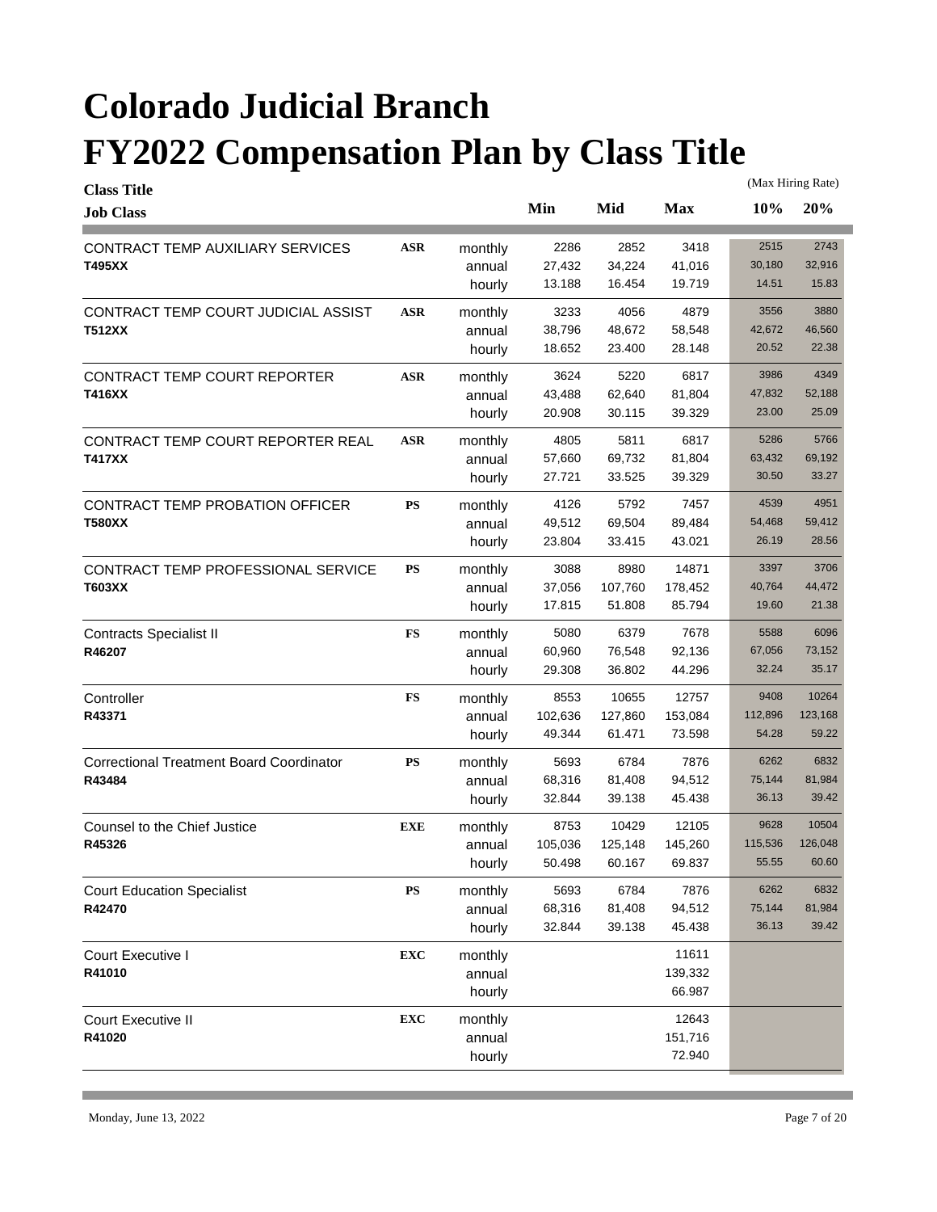# Colorado Judicial Branch
# FY2022 Compensation Plan by Class Title

| Class Title / Job Class | | | Min | Mid | Max | 10% (Max Hiring Rate) | 20% (Max Hiring Rate) |
|---|---|---|---|---|---|---|---|
| CONTRACT TEMP AUXILIARY SERVICES | ASR | monthly | 2286 | 2852 | 3418 | 2515 | 2743 |
| T495XX | | annual | 27,432 | 34,224 | 41,016 | 30,180 | 32,916 |
| | | hourly | 13.188 | 16.454 | 19.719 | 14.51 | 15.83 |
| CONTRACT TEMP COURT JUDICIAL ASSIST | ASR | monthly | 3233 | 4056 | 4879 | 3556 | 3880 |
| T512XX | | annual | 38,796 | 48,672 | 58,548 | 42,672 | 46,560 |
| | | hourly | 18.652 | 23.400 | 28.148 | 20.52 | 22.38 |
| CONTRACT TEMP COURT REPORTER | ASR | monthly | 3624 | 5220 | 6817 | 3986 | 4349 |
| T416XX | | annual | 43,488 | 62,640 | 81,804 | 47,832 | 52,188 |
| | | hourly | 20.908 | 30.115 | 39.329 | 23.00 | 25.09 |
| CONTRACT TEMP COURT REPORTER REAL | ASR | monthly | 4805 | 5811 | 6817 | 5286 | 5766 |
| T417XX | | annual | 57,660 | 69,732 | 81,804 | 63,432 | 69,192 |
| | | hourly | 27.721 | 33.525 | 39.329 | 30.50 | 33.27 |
| CONTRACT TEMP PROBATION OFFICER | PS | monthly | 4126 | 5792 | 7457 | 4539 | 4951 |
| T580XX | | annual | 49,512 | 69,504 | 89,484 | 54,468 | 59,412 |
| | | hourly | 23.804 | 33.415 | 43.021 | 26.19 | 28.56 |
| CONTRACT TEMP PROFESSIONAL SERVICE | PS | monthly | 3088 | 8980 | 14871 | 3397 | 3706 |
| T603XX | | annual | 37,056 | 107,760 | 178,452 | 40,764 | 44,472 |
| | | hourly | 17.815 | 51.808 | 85.794 | 19.60 | 21.38 |
| Contracts Specialist II | FS | monthly | 5080 | 6379 | 7678 | 5588 | 6096 |
| R46207 | | annual | 60,960 | 76,548 | 92,136 | 67,056 | 73,152 |
| | | hourly | 29.308 | 36.802 | 44.296 | 32.24 | 35.17 |
| Controller | FS | monthly | 8553 | 10655 | 12757 | 9408 | 10264 |
| R43371 | | annual | 102,636 | 127,860 | 153,084 | 112,896 | 123,168 |
| | | hourly | 49.344 | 61.471 | 73.598 | 54.28 | 59.22 |
| Correctional Treatment Board Coordinator | PS | monthly | 5693 | 6784 | 7876 | 6262 | 6832 |
| R43484 | | annual | 68,316 | 81,408 | 94,512 | 75,144 | 81,984 |
| | | hourly | 32.844 | 39.138 | 45.438 | 36.13 | 39.42 |
| Counsel to the Chief Justice | EXE | monthly | 8753 | 10429 | 12105 | 9628 | 10504 |
| R45326 | | annual | 105,036 | 125,148 | 145,260 | 115,536 | 126,048 |
| | | hourly | 50.498 | 60.167 | 69.837 | 55.55 | 60.60 |
| Court Education Specialist | PS | monthly | 5693 | 6784 | 7876 | 6262 | 6832 |
| R42470 | | annual | 68,316 | 81,408 | 94,512 | 75,144 | 81,984 |
| | | hourly | 32.844 | 39.138 | 45.438 | 36.13 | 39.42 |
| Court Executive I | EXC | monthly | | | 11611 | | |
| R41010 | | annual | | | 139,332 | | |
| | | hourly | | | 66.987 | | |
| Court Executive II | EXC | monthly | | | 12643 | | |
| R41020 | | annual | | | 151,716 | | |
| | | hourly | | | 72.940 | | |

Monday, June 13, 2022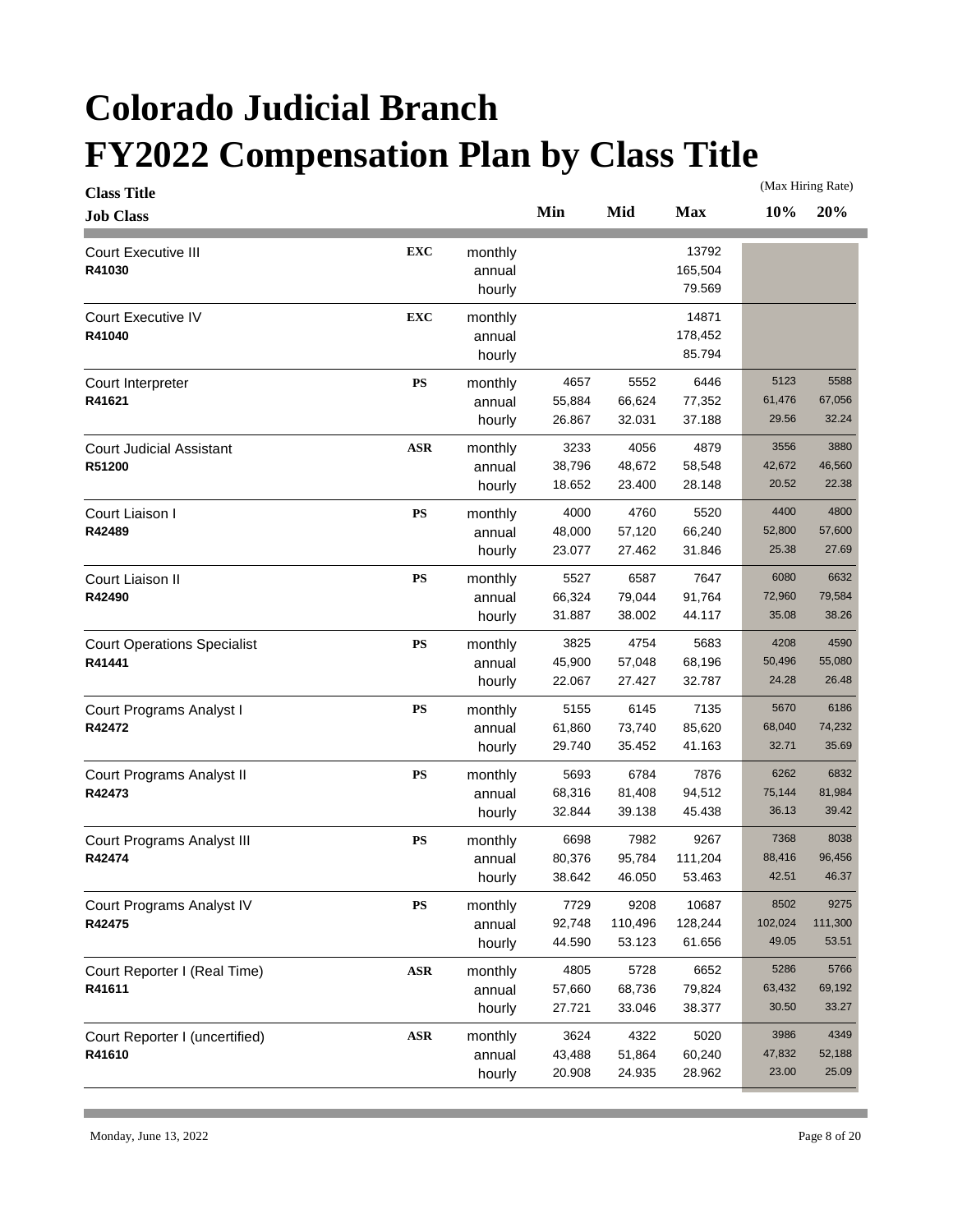# Colorado Judicial Branch
# FY2022 Compensation Plan by Class Title

| Class Title / Job Class | | | Min | Mid | Max | 10% (Max Hiring Rate) | 20% (Max Hiring Rate) |
|---|---|---|---|---|---|---|---|
| Court Executive III | EXC | monthly | | | 13792 | | |
| R41030 | | annual | | | 165,504 | | |
| | | hourly | | | 79.569 | | |
| Court Executive IV | EXC | monthly | | | 14871 | | |
| R41040 | | annual | | | 178,452 | | |
| | | hourly | | | 85.794 | | |
| Court Interpreter | PS | monthly | 4657 | 5552 | 6446 | 5123 | 5588 |
| R41621 | | annual | 55,884 | 66,624 | 77,352 | 61,476 | 67,056 |
| | | hourly | 26.867 | 32.031 | 37.188 | 29.56 | 32.24 |
| Court Judicial Assistant | ASR | monthly | 3233 | 4056 | 4879 | 3556 | 3880 |
| R51200 | | annual | 38,796 | 48,672 | 58,548 | 42,672 | 46,560 |
| | | hourly | 18.652 | 23.400 | 28.148 | 20.52 | 22.38 |
| Court Liaison I | PS | monthly | 4000 | 4760 | 5520 | 4400 | 4800 |
| R42489 | | annual | 48,000 | 57,120 | 66,240 | 52,800 | 57,600 |
| | | hourly | 23.077 | 27.462 | 31.846 | 25.38 | 27.69 |
| Court Liaison II | PS | monthly | 5527 | 6587 | 7647 | 6080 | 6632 |
| R42490 | | annual | 66,324 | 79,044 | 91,764 | 72,960 | 79,584 |
| | | hourly | 31.887 | 38.002 | 44.117 | 35.08 | 38.26 |
| Court Operations Specialist | PS | monthly | 3825 | 4754 | 5683 | 4208 | 4590 |
| R41441 | | annual | 45,900 | 57,048 | 68,196 | 50,496 | 55,080 |
| | | hourly | 22.067 | 27.427 | 32.787 | 24.28 | 26.48 |
| Court Programs Analyst I | PS | monthly | 5155 | 6145 | 7135 | 5670 | 6186 |
| R42472 | | annual | 61,860 | 73,740 | 85,620 | 68,040 | 74,232 |
| | | hourly | 29.740 | 35.452 | 41.163 | 32.71 | 35.69 |
| Court Programs Analyst II | PS | monthly | 5693 | 6784 | 7876 | 6262 | 6832 |
| R42473 | | annual | 68,316 | 81,408 | 94,512 | 75,144 | 81,984 |
| | | hourly | 32.844 | 39.138 | 45.438 | 36.13 | 39.42 |
| Court Programs Analyst III | PS | monthly | 6698 | 7982 | 9267 | 7368 | 8038 |
| R42474 | | annual | 80,376 | 95,784 | 111,204 | 88,416 | 96,456 |
| | | hourly | 38.642 | 46.050 | 53.463 | 42.51 | 46.37 |
| Court Programs Analyst IV | PS | monthly | 7729 | 9208 | 10687 | 8502 | 9275 |
| R42475 | | annual | 92,748 | 110,496 | 128,244 | 102,024 | 111,300 |
| | | hourly | 44.590 | 53.123 | 61.656 | 49.05 | 53.51 |
| Court Reporter I (Real Time) | ASR | monthly | 4805 | 5728 | 6652 | 5286 | 5766 |
| R41611 | | annual | 57,660 | 68,736 | 79,824 | 63,432 | 69,192 |
| | | hourly | 27.721 | 33.046 | 38.377 | 30.50 | 33.27 |
| Court Reporter I (uncertified) | ASR | monthly | 3624 | 4322 | 5020 | 3986 | 4349 |
| R41610 | | annual | 43,488 | 51,864 | 60,240 | 47,832 | 52,188 |
| | | hourly | 20.908 | 24.935 | 28.962 | 23.00 | 25.09 |

Monday, June 13, 2022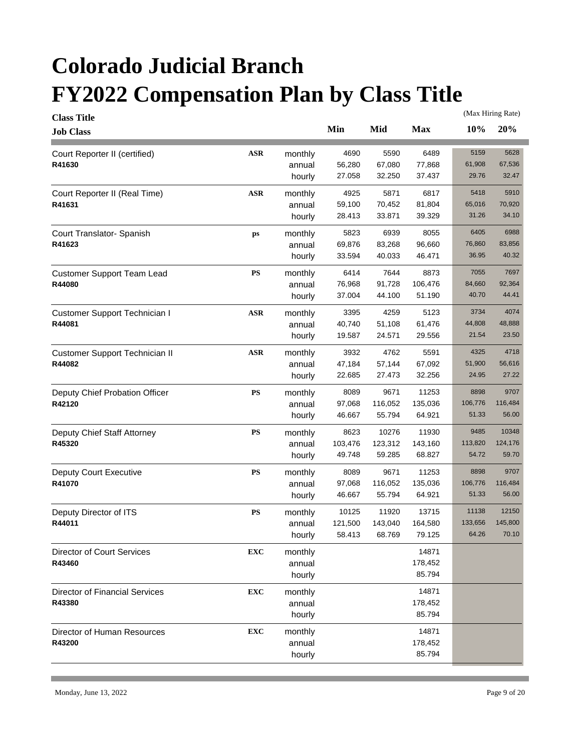# Colorado Judicial Branch
# FY2022 Compensation Plan by Class Title

| Class Title / Job Class | | | Min | Mid | Max | 10% (Max Hiring Rate) | 20% (Max Hiring Rate) |
|---|---|---|---|---|---|---|---|
| Court Reporter II (certified) | ASR | monthly | 4690 | 5590 | 6489 | 5159 | 5628 |
| R41630 | | annual | 56,280 | 67,080 | 77,868 | 61,908 | 67,536 |
| | | hourly | 27.058 | 32.250 | 37.437 | 29.76 | 32.47 |
| Court Reporter II (Real Time) | ASR | monthly | 4925 | 5871 | 6817 | 5418 | 5910 |
| R41631 | | annual | 59,100 | 70,452 | 81,804 | 65,016 | 70,920 |
| | | hourly | 28.413 | 33.871 | 39.329 | 31.26 | 34.10 |
| Court Translator- Spanish | ps | monthly | 5823 | 6939 | 8055 | 6405 | 6988 |
| R41623 | | annual | 69,876 | 83,268 | 96,660 | 76,860 | 83,856 |
| | | hourly | 33.594 | 40.033 | 46.471 | 36.95 | 40.32 |
| Customer Support Team Lead | PS | monthly | 6414 | 7644 | 8873 | 7055 | 7697 |
| R44080 | | annual | 76,968 | 91,728 | 106,476 | 84,660 | 92,364 |
| | | hourly | 37.004 | 44.100 | 51.190 | 40.70 | 44.41 |
| Customer Support Technician I | ASR | monthly | 3395 | 4259 | 5123 | 3734 | 4074 |
| R44081 | | annual | 40,740 | 51,108 | 61,476 | 44,808 | 48,888 |
| | | hourly | 19.587 | 24.571 | 29.556 | 21.54 | 23.50 |
| Customer Support Technician II | ASR | monthly | 3932 | 4762 | 5591 | 4325 | 4718 |
| R44082 | | annual | 47,184 | 57,144 | 67,092 | 51,900 | 56,616 |
| | | hourly | 22.685 | 27.473 | 32.256 | 24.95 | 27.22 |
| Deputy Chief Probation Officer | PS | monthly | 8089 | 9671 | 11253 | 8898 | 9707 |
| R42120 | | annual | 97,068 | 116,052 | 135,036 | 106,776 | 116,484 |
| | | hourly | 46.667 | 55.794 | 64.921 | 51.33 | 56.00 |
| Deputy Chief Staff Attorney | PS | monthly | 8623 | 10276 | 11930 | 9485 | 10348 |
| R45320 | | annual | 103,476 | 123,312 | 143,160 | 113,820 | 124,176 |
| | | hourly | 49.748 | 59.285 | 68.827 | 54.72 | 59.70 |
| Deputy Court Executive | PS | monthly | 8089 | 9671 | 11253 | 8898 | 9707 |
| R41070 | | annual | 97,068 | 116,052 | 135,036 | 106,776 | 116,484 |
| | | hourly | 46.667 | 55.794 | 64.921 | 51.33 | 56.00 |
| Deputy Director of ITS | PS | monthly | 10125 | 11920 | 13715 | 11138 | 12150 |
| R44011 | | annual | 121,500 | 143,040 | 164,580 | 133,656 | 145,800 |
| | | hourly | 58.413 | 68.769 | 79.125 | 64.26 | 70.10 |
| Director of Court Services | EXC | monthly | | | 14871 | | |
| R43460 | | annual | | | 178,452 | | |
| | | hourly | | | 85.794 | | |
| Director of Financial Services | EXC | monthly | | | 14871 | | |
| R43380 | | annual | | | 178,452 | | |
| | | hourly | | | 85.794 | | |
| Director of Human Resources | EXC | monthly | | | 14871 | | |
| R43200 | | annual | | | 178,452 | | |
| | | hourly | | | 85.794 | | |

Monday, June 13, 2022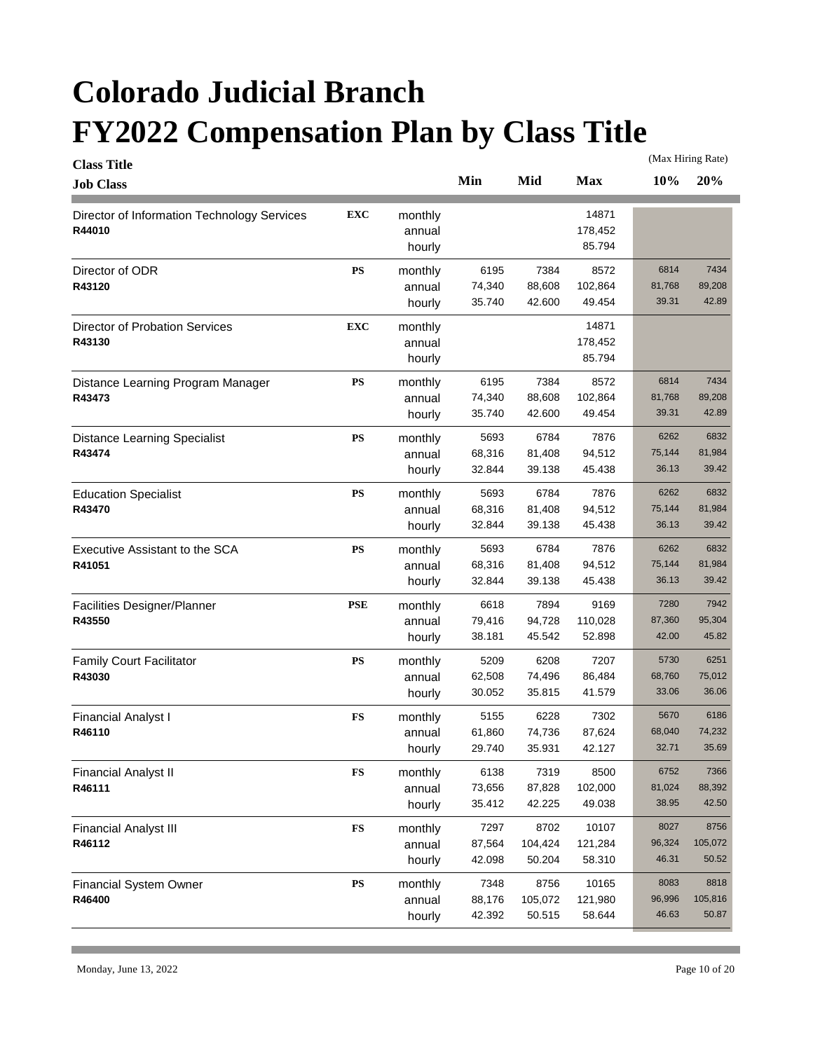# Colorado Judicial Branch
# FY2022 Compensation Plan by Class Title

| Class Title / Job Class | | | Min | Mid | Max | 10% (Max Hiring Rate) | 20% (Max Hiring Rate) |
|---|---|---|---|---|---|---|---|
| Director of Information Technology Services | EXC | monthly | | | 14871 | | |
| R44010 | | annual | | | 178,452 | | |
| | | hourly | | | 85.794 | | |
| Director of ODR | PS | monthly | 6195 | 7384 | 8572 | 6814 | 7434 |
| R43120 | | annual | 74,340 | 88,608 | 102,864 | 81,768 | 89,208 |
| | | hourly | 35.740 | 42.600 | 49.454 | 39.31 | 42.89 |
| Director of Probation Services | EXC | monthly | | | 14871 | | |
| R43130 | | annual | | | 178,452 | | |
| | | hourly | | | 85.794 | | |
| Distance Learning Program Manager | PS | monthly | 6195 | 7384 | 8572 | 6814 | 7434 |
| R43473 | | annual | 74,340 | 88,608 | 102,864 | 81,768 | 89,208 |
| | | hourly | 35.740 | 42.600 | 49.454 | 39.31 | 42.89 |
| Distance Learning Specialist | PS | monthly | 5693 | 6784 | 7876 | 6262 | 6832 |
| R43474 | | annual | 68,316 | 81,408 | 94,512 | 75,144 | 81,984 |
| | | hourly | 32.844 | 39.138 | 45.438 | 36.13 | 39.42 |
| Education Specialist | PS | monthly | 5693 | 6784 | 7876 | 6262 | 6832 |
| R43470 | | annual | 68,316 | 81,408 | 94,512 | 75,144 | 81,984 |
| | | hourly | 32.844 | 39.138 | 45.438 | 36.13 | 39.42 |
| Executive Assistant to the SCA | PS | monthly | 5693 | 6784 | 7876 | 6262 | 6832 |
| R41051 | | annual | 68,316 | 81,408 | 94,512 | 75,144 | 81,984 |
| | | hourly | 32.844 | 39.138 | 45.438 | 36.13 | 39.42 |
| Facilities Designer/Planner | PSE | monthly | 6618 | 7894 | 9169 | 7280 | 7942 |
| R43550 | | annual | 79,416 | 94,728 | 110,028 | 87,360 | 95,304 |
| | | hourly | 38.181 | 45.542 | 52.898 | 42.00 | 45.82 |
| Family Court Facilitator | PS | monthly | 5209 | 6208 | 7207 | 5730 | 6251 |
| R43030 | | annual | 62,508 | 74,496 | 86,484 | 68,760 | 75,012 |
| | | hourly | 30.052 | 35.815 | 41.579 | 33.06 | 36.06 |
| Financial Analyst I | FS | monthly | 5155 | 6228 | 7302 | 5670 | 6186 |
| R46110 | | annual | 61,860 | 74,736 | 87,624 | 68,040 | 74,232 |
| | | hourly | 29.740 | 35.931 | 42.127 | 32.71 | 35.69 |
| Financial Analyst II | FS | monthly | 6138 | 7319 | 8500 | 6752 | 7366 |
| R46111 | | annual | 73,656 | 87,828 | 102,000 | 81,024 | 88,392 |
| | | hourly | 35.412 | 42.225 | 49.038 | 38.95 | 42.50 |
| Financial Analyst III | FS | monthly | 7297 | 8702 | 10107 | 8027 | 8756 |
| R46112 | | annual | 87,564 | 104,424 | 121,284 | 96,324 | 105,072 |
| | | hourly | 42.098 | 50.204 | 58.310 | 46.31 | 50.52 |
| Financial System Owner | PS | monthly | 7348 | 8756 | 10165 | 8083 | 8818 |
| R46400 | | annual | 88,176 | 105,072 | 121,980 | 96,996 | 105,816 |
| | | hourly | 42.392 | 50.515 | 58.644 | 46.63 | 50.87 |

Monday, June 13, 2022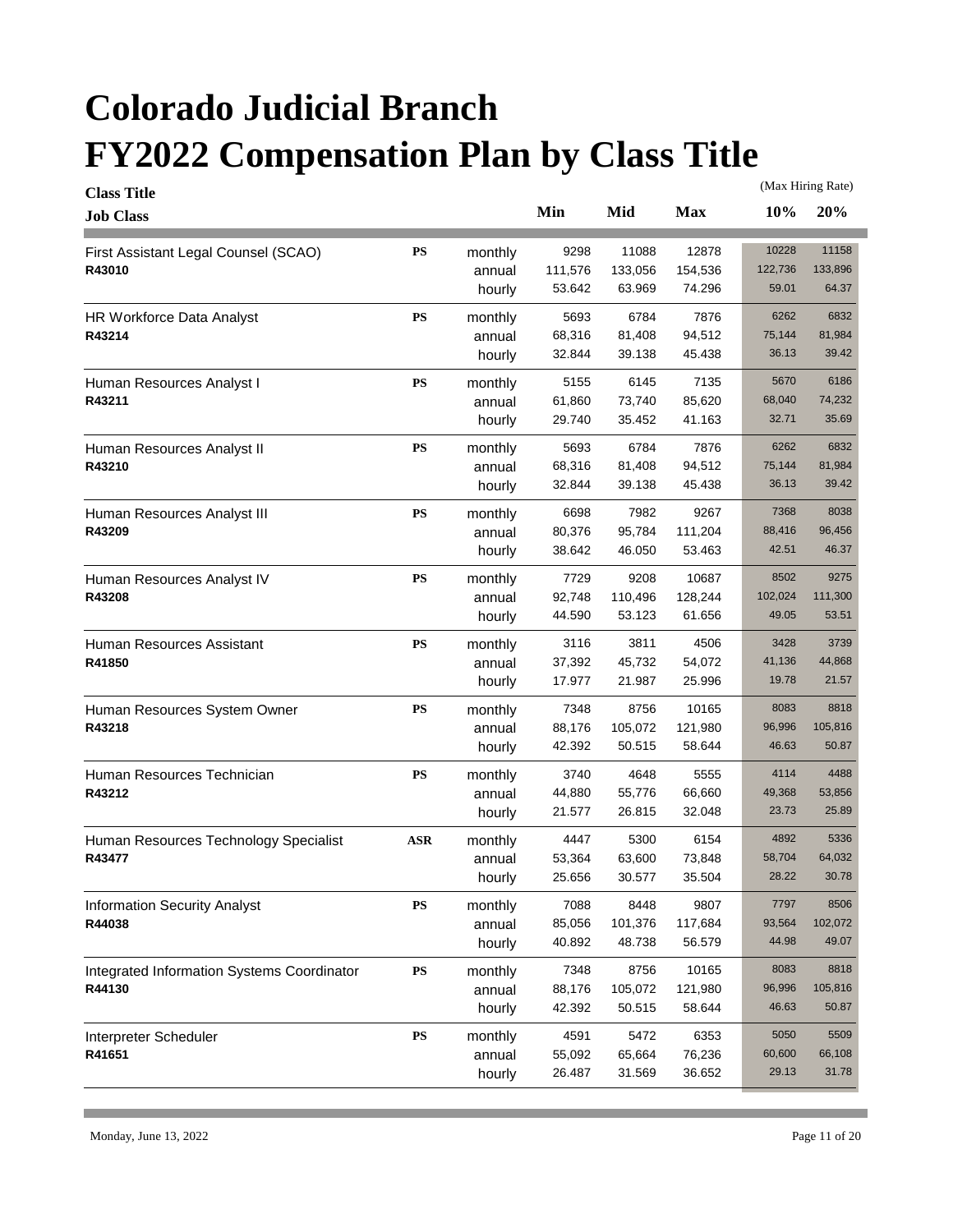# Colorado Judicial Branch
# FY2022 Compensation Plan by Class Title

| Class Title / Job Class | | | Min | Mid | Max | 10% (Max Hiring Rate) | 20% (Max Hiring Rate) |
|---|---|---|---|---|---|---|---|
| First Assistant Legal Counsel (SCAO) | PS | monthly | 9298 | 11088 | 12878 | 10228 | 11158 |
| R43010 | | annual | 111,576 | 133,056 | 154,536 | 122,736 | 133,896 |
| | | hourly | 53.642 | 63.969 | 74.296 | 59.01 | 64.37 |
| HR Workforce Data Analyst | PS | monthly | 5693 | 6784 | 7876 | 6262 | 6832 |
| R43214 | | annual | 68,316 | 81,408 | 94,512 | 75,144 | 81,984 |
| | | hourly | 32.844 | 39.138 | 45.438 | 36.13 | 39.42 |
| Human Resources Analyst I | PS | monthly | 5155 | 6145 | 7135 | 5670 | 6186 |
| R43211 | | annual | 61,860 | 73,740 | 85,620 | 68,040 | 74,232 |
| | | hourly | 29.740 | 35.452 | 41.163 | 32.71 | 35.69 |
| Human Resources Analyst II | PS | monthly | 5693 | 6784 | 7876 | 6262 | 6832 |
| R43210 | | annual | 68,316 | 81,408 | 94,512 | 75,144 | 81,984 |
| | | hourly | 32.844 | 39.138 | 45.438 | 36.13 | 39.42 |
| Human Resources Analyst III | PS | monthly | 6698 | 7982 | 9267 | 7368 | 8038 |
| R43209 | | annual | 80,376 | 95,784 | 111,204 | 88,416 | 96,456 |
| | | hourly | 38.642 | 46.050 | 53.463 | 42.51 | 46.37 |
| Human Resources Analyst IV | PS | monthly | 7729 | 9208 | 10687 | 8502 | 9275 |
| R43208 | | annual | 92,748 | 110,496 | 128,244 | 102,024 | 111,300 |
| | | hourly | 44.590 | 53.123 | 61.656 | 49.05 | 53.51 |
| Human Resources Assistant | PS | monthly | 3116 | 3811 | 4506 | 3428 | 3739 |
| R41850 | | annual | 37,392 | 45,732 | 54,072 | 41,136 | 44,868 |
| | | hourly | 17.977 | 21.987 | 25.996 | 19.78 | 21.57 |
| Human Resources System Owner | PS | monthly | 7348 | 8756 | 10165 | 8083 | 8818 |
| R43218 | | annual | 88,176 | 105,072 | 121,980 | 96,996 | 105,816 |
| | | hourly | 42.392 | 50.515 | 58.644 | 46.63 | 50.87 |
| Human Resources Technician | PS | monthly | 3740 | 4648 | 5555 | 4114 | 4488 |
| R43212 | | annual | 44,880 | 55,776 | 66,660 | 49,368 | 53,856 |
| | | hourly | 21.577 | 26.815 | 32.048 | 23.73 | 25.89 |
| Human Resources Technology Specialist | ASR | monthly | 4447 | 5300 | 6154 | 4892 | 5336 |
| R43477 | | annual | 53,364 | 63,600 | 73,848 | 58,704 | 64,032 |
| | | hourly | 25.656 | 30.577 | 35.504 | 28.22 | 30.78 |
| Information Security Analyst | PS | monthly | 7088 | 8448 | 9807 | 7797 | 8506 |
| R44038 | | annual | 85,056 | 101,376 | 117,684 | 93,564 | 102,072 |
| | | hourly | 40.892 | 48.738 | 56.579 | 44.98 | 49.07 |
| Integrated Information Systems Coordinator | PS | monthly | 7348 | 8756 | 10165 | 8083 | 8818 |
| R44130 | | annual | 88,176 | 105,072 | 121,980 | 96,996 | 105,816 |
| | | hourly | 42.392 | 50.515 | 58.644 | 46.63 | 50.87 |
| Interpreter Scheduler | PS | monthly | 4591 | 5472 | 6353 | 5050 | 5509 |
| R41651 | | annual | 55,092 | 65,664 | 76,236 | 60,600 | 66,108 |
| | | hourly | 26.487 | 31.569 | 36.652 | 29.13 | 31.78 |

Monday, June 13, 2022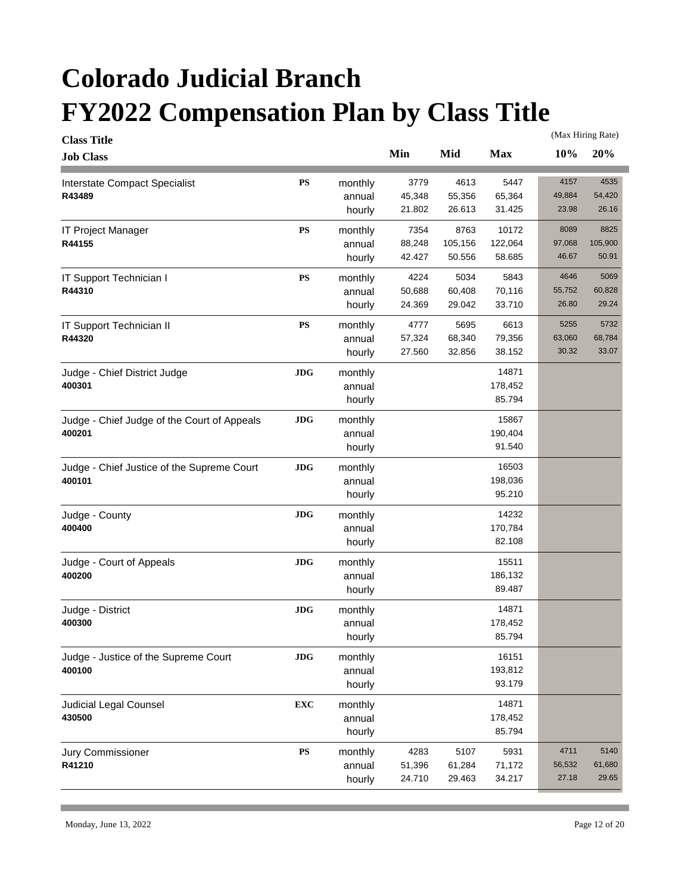# Colorado Judicial Branch
# FY2022 Compensation Plan by Class Title

| Class Title / Job Class | | | Min | Mid | Max | 10% (Max Hiring Rate) | 20% (Max Hiring Rate) |
|---|---|---|---|---|---|---|---|
| Interstate Compact Specialist | PS | monthly | 3779 | 4613 | 5447 | 4157 | 4535 |
| R43489 | | annual | 45,348 | 55,356 | 65,364 | 49,884 | 54,420 |
| | | hourly | 21.802 | 26.613 | 31.425 | 23.98 | 26.16 |
| IT Project Manager | PS | monthly | 7354 | 8763 | 10172 | 8089 | 8825 |
| R44155 | | annual | 88,248 | 105,156 | 122,064 | 97,068 | 105,900 |
| | | hourly | 42.427 | 50.556 | 58.685 | 46.67 | 50.91 |
| IT Support Technician I | PS | monthly | 4224 | 5034 | 5843 | 4646 | 5069 |
| R44310 | | annual | 50,688 | 60,408 | 70,116 | 55,752 | 60,828 |
| | | hourly | 24.369 | 29.042 | 33.710 | 26.80 | 29.24 |
| IT Support Technician II | PS | monthly | 4777 | 5695 | 6613 | 5255 | 5732 |
| R44320 | | annual | 57,324 | 68,340 | 79,356 | 63,060 | 68,784 |
| | | hourly | 27.560 | 32.856 | 38.152 | 30.32 | 33.07 |
| Judge - Chief District Judge | JDG | monthly | | | 14871 | | |
| 400301 | | annual | | | 178,452 | | |
| | | hourly | | | 85.794 | | |
| Judge - Chief Judge of the Court of Appeals | JDG | monthly | | | 15867 | | |
| 400201 | | annual | | | 190,404 | | |
| | | hourly | | | 91.540 | | |
| Judge - Chief Justice of the Supreme Court | JDG | monthly | | | 16503 | | |
| 400101 | | annual | | | 198,036 | | |
| | | hourly | | | 95.210 | | |
| Judge - County | JDG | monthly | | | 14232 | | |
| 400400 | | annual | | | 170,784 | | |
| | | hourly | | | 82.108 | | |
| Judge - Court of Appeals | JDG | monthly | | | 15511 | | |
| 400200 | | annual | | | 186,132 | | |
| | | hourly | | | 89.487 | | |
| Judge - District | JDG | monthly | | | 14871 | | |
| 400300 | | annual | | | 178,452 | | |
| | | hourly | | | 85.794 | | |
| Judge - Justice of the Supreme Court | JDG | monthly | | | 16151 | | |
| 400100 | | annual | | | 193,812 | | |
| | | hourly | | | 93.179 | | |
| Judicial Legal Counsel | EXC | monthly | | | 14871 | | |
| 430500 | | annual | | | 178,452 | | |
| | | hourly | | | 85.794 | | |
| Jury Commissioner | PS | monthly | 4283 | 5107 | 5931 | 4711 | 5140 |
| R41210 | | annual | 51,396 | 61,284 | 71,172 | 56,532 | 61,680 |
| | | hourly | 24.710 | 29.463 | 34.217 | 27.18 | 29.65 |

Monday, June 13, 2022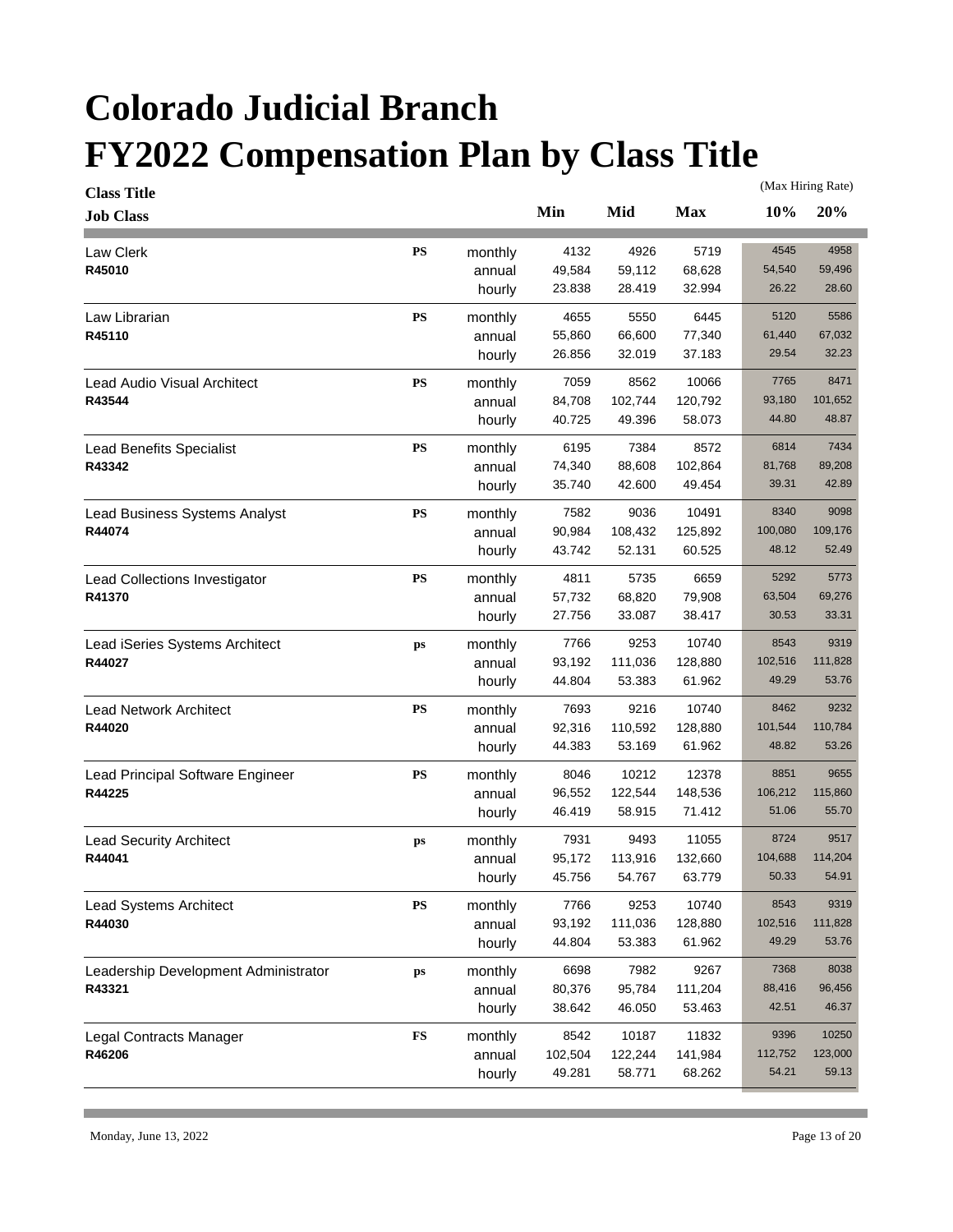# Colorado Judicial Branch

# FY2022 Compensation Plan by Class Title

| Class Title / Job Class | | | Min | Mid | Max | 10% (Max Hiring Rate) | 20% (Max Hiring Rate) |
|---|---|---|---|---|---|---|---|
| Law Clerk | PS | monthly | 4132 | 4926 | 5719 | 4545 | 4958 |
| R45010 | | annual | 49,584 | 59,112 | 68,628 | 54,540 | 59,496 |
| | | hourly | 23.838 | 28.419 | 32.994 | 26.22 | 28.60 |
| Law Librarian | PS | monthly | 4655 | 5550 | 6445 | 5120 | 5586 |
| R45110 | | annual | 55,860 | 66,600 | 77,340 | 61,440 | 67,032 |
| | | hourly | 26.856 | 32.019 | 37.183 | 29.54 | 32.23 |
| Lead Audio Visual Architect | PS | monthly | 7059 | 8562 | 10066 | 7765 | 8471 |
| R43544 | | annual | 84,708 | 102,744 | 120,792 | 93,180 | 101,652 |
| | | hourly | 40.725 | 49.396 | 58.073 | 44.80 | 48.87 |
| Lead Benefits Specialist | PS | monthly | 6195 | 7384 | 8572 | 6814 | 7434 |
| R43342 | | annual | 74,340 | 88,608 | 102,864 | 81,768 | 89,208 |
| | | hourly | 35.740 | 42.600 | 49.454 | 39.31 | 42.89 |
| Lead Business Systems Analyst | PS | monthly | 7582 | 9036 | 10491 | 8340 | 9098 |
| R44074 | | annual | 90,984 | 108,432 | 125,892 | 100,080 | 109,176 |
| | | hourly | 43.742 | 52.131 | 60.525 | 48.12 | 52.49 |
| Lead Collections Investigator | PS | monthly | 4811 | 5735 | 6659 | 5292 | 5773 |
| R41370 | | annual | 57,732 | 68,820 | 79,908 | 63,504 | 69,276 |
| | | hourly | 27.756 | 33.087 | 38.417 | 30.53 | 33.31 |
| Lead iSeries Systems Architect | ps | monthly | 7766 | 9253 | 10740 | 8543 | 9319 |
| R44027 | | annual | 93,192 | 111,036 | 128,880 | 102,516 | 111,828 |
| | | hourly | 44.804 | 53.383 | 61.962 | 49.29 | 53.76 |
| Lead Network Architect | PS | monthly | 7693 | 9216 | 10740 | 8462 | 9232 |
| R44020 | | annual | 92,316 | 110,592 | 128,880 | 101,544 | 110,784 |
| | | hourly | 44.383 | 53.169 | 61.962 | 48.82 | 53.26 |
| Lead Principal Software Engineer | PS | monthly | 8046 | 10212 | 12378 | 8851 | 9655 |
| R44225 | | annual | 96,552 | 122,544 | 148,536 | 106,212 | 115,860 |
| | | hourly | 46.419 | 58.915 | 71.412 | 51.06 | 55.70 |
| Lead Security Architect | ps | monthly | 7931 | 9493 | 11055 | 8724 | 9517 |
| R44041 | | annual | 95,172 | 113,916 | 132,660 | 104,688 | 114,204 |
| | | hourly | 45.756 | 54.767 | 63.779 | 50.33 | 54.91 |
| Lead Systems Architect | PS | monthly | 7766 | 9253 | 10740 | 8543 | 9319 |
| R44030 | | annual | 93,192 | 111,036 | 128,880 | 102,516 | 111,828 |
| | | hourly | 44.804 | 53.383 | 61.962 | 49.29 | 53.76 |
| Leadership Development Administrator | ps | monthly | 6698 | 7982 | 9267 | 7368 | 8038 |
| R43321 | | annual | 80,376 | 95,784 | 111,204 | 88,416 | 96,456 |
| | | hourly | 38.642 | 46.050 | 53.463 | 42.51 | 46.37 |
| Legal Contracts Manager | FS | monthly | 8542 | 10187 | 11832 | 9396 | 10250 |
| R46206 | | annual | 102,504 | 122,244 | 141,984 | 112,752 | 123,000 |
| | | hourly | 49.281 | 58.771 | 68.262 | 54.21 | 59.13 |

Monday, June 13, 2022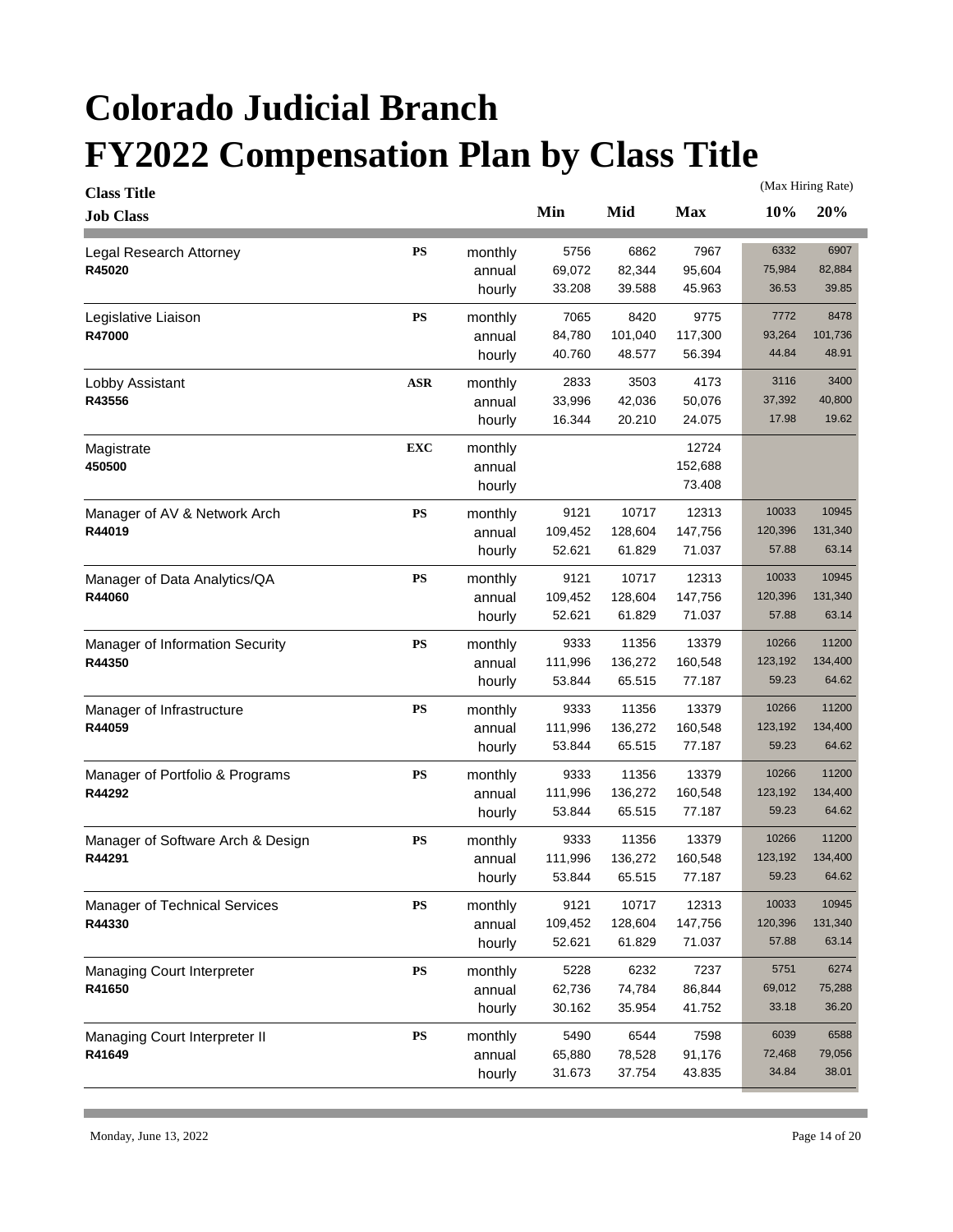# Colorado Judicial Branch
# FY2022 Compensation Plan by Class Title

| Class Title / Job Class | | | Min | Mid | Max | 10% (Max Hiring Rate) | 20% (Max Hiring Rate) |
|---|---|---|---|---|---|---|---|
| Legal Research Attorney | PS | monthly | 5756 | 6862 | 7967 | 6332 | 6907 |
| R45020 | | annual | 69,072 | 82,344 | 95,604 | 75,984 | 82,884 |
| | | hourly | 33.208 | 39.588 | 45.963 | 36.53 | 39.85 |
| Legislative Liaison | PS | monthly | 7065 | 8420 | 9775 | 7772 | 8478 |
| R47000 | | annual | 84,780 | 101,040 | 117,300 | 93,264 | 101,736 |
| | | hourly | 40.760 | 48.577 | 56.394 | 44.84 | 48.91 |
| Lobby Assistant | ASR | monthly | 2833 | 3503 | 4173 | 3116 | 3400 |
| R43556 | | annual | 33,996 | 42,036 | 50,076 | 37,392 | 40,800 |
| | | hourly | 16.344 | 20.210 | 24.075 | 17.98 | 19.62 |
| Magistrate | EXC | monthly | | | 12724 | | |
| 450500 | | annual | | | 152,688 | | |
| | | hourly | | | 73.408 | | |
| Manager of AV & Network Arch | PS | monthly | 9121 | 10717 | 12313 | 10033 | 10945 |
| R44019 | | annual | 109,452 | 128,604 | 147,756 | 120,396 | 131,340 |
| | | hourly | 52.621 | 61.829 | 71.037 | 57.88 | 63.14 |
| Manager of Data Analytics/QA | PS | monthly | 9121 | 10717 | 12313 | 10033 | 10945 |
| R44060 | | annual | 109,452 | 128,604 | 147,756 | 120,396 | 131,340 |
| | | hourly | 52.621 | 61.829 | 71.037 | 57.88 | 63.14 |
| Manager of Information Security | PS | monthly | 9333 | 11356 | 13379 | 10266 | 11200 |
| R44350 | | annual | 111,996 | 136,272 | 160,548 | 123,192 | 134,400 |
| | | hourly | 53.844 | 65.515 | 77.187 | 59.23 | 64.62 |
| Manager of Infrastructure | PS | monthly | 9333 | 11356 | 13379 | 10266 | 11200 |
| R44059 | | annual | 111,996 | 136,272 | 160,548 | 123,192 | 134,400 |
| | | hourly | 53.844 | 65.515 | 77.187 | 59.23 | 64.62 |
| Manager of Portfolio & Programs | PS | monthly | 9333 | 11356 | 13379 | 10266 | 11200 |
| R44292 | | annual | 111,996 | 136,272 | 160,548 | 123,192 | 134,400 |
| | | hourly | 53.844 | 65.515 | 77.187 | 59.23 | 64.62 |
| Manager of Software Arch & Design | PS | monthly | 9333 | 11356 | 13379 | 10266 | 11200 |
| R44291 | | annual | 111,996 | 136,272 | 160,548 | 123,192 | 134,400 |
| | | hourly | 53.844 | 65.515 | 77.187 | 59.23 | 64.62 |
| Manager of Technical Services | PS | monthly | 9121 | 10717 | 12313 | 10033 | 10945 |
| R44330 | | annual | 109,452 | 128,604 | 147,756 | 120,396 | 131,340 |
| | | hourly | 52.621 | 61.829 | 71.037 | 57.88 | 63.14 |
| Managing Court Interpreter | PS | monthly | 5228 | 6232 | 7237 | 5751 | 6274 |
| R41650 | | annual | 62,736 | 74,784 | 86,844 | 69,012 | 75,288 |
| | | hourly | 30.162 | 35.954 | 41.752 | 33.18 | 36.20 |
| Managing Court Interpreter II | PS | monthly | 5490 | 6544 | 7598 | 6039 | 6588 |
| R41649 | | annual | 65,880 | 78,528 | 91,176 | 72,468 | 79,056 |
| | | hourly | 31.673 | 37.754 | 43.835 | 34.84 | 38.01 |

Monday, June 13, 2022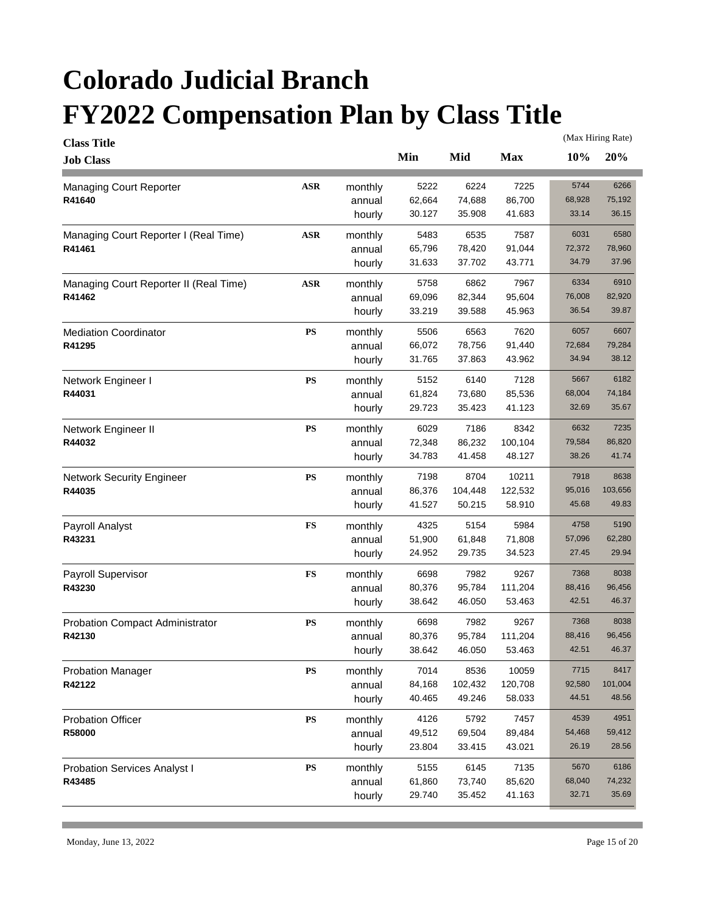# Colorado Judicial Branch
# FY2022 Compensation Plan by Class Title

| Class Title / Job Class | | | Min | Mid | Max | (Max Hiring Rate) 10% | 20% |
|---|---|---|---|---|---|---|---|
| Managing Court Reporter | ASR | monthly | 5222 | 6224 | 7225 | 5744 | 6266 |
| R41640 | | annual | 62,664 | 74,688 | 86,700 | 68,928 | 75,192 |
| | | hourly | 30.127 | 35.908 | 41.683 | 33.14 | 36.15 |
| Managing Court Reporter I (Real Time) | ASR | monthly | 5483 | 6535 | 7587 | 6031 | 6580 |
| R41461 | | annual | 65,796 | 78,420 | 91,044 | 72,372 | 78,960 |
| | | hourly | 31.633 | 37.702 | 43.771 | 34.79 | 37.96 |
| Managing Court Reporter II (Real Time) | ASR | monthly | 5758 | 6862 | 7967 | 6334 | 6910 |
| R41462 | | annual | 69,096 | 82,344 | 95,604 | 76,008 | 82,920 |
| | | hourly | 33.219 | 39.588 | 45.963 | 36.54 | 39.87 |
| Mediation Coordinator | PS | monthly | 5506 | 6563 | 7620 | 6057 | 6607 |
| R41295 | | annual | 66,072 | 78,756 | 91,440 | 72,684 | 79,284 |
| | | hourly | 31.765 | 37.863 | 43.962 | 34.94 | 38.12 |
| Network Engineer I | PS | monthly | 5152 | 6140 | 7128 | 5667 | 6182 |
| R44031 | | annual | 61,824 | 73,680 | 85,536 | 68,004 | 74,184 |
| | | hourly | 29.723 | 35.423 | 41.123 | 32.69 | 35.67 |
| Network Engineer II | PS | monthly | 6029 | 7186 | 8342 | 6632 | 7235 |
| R44032 | | annual | 72,348 | 86,232 | 100,104 | 79,584 | 86,820 |
| | | hourly | 34.783 | 41.458 | 48.127 | 38.26 | 41.74 |
| Network Security Engineer | PS | monthly | 7198 | 8704 | 10211 | 7918 | 8638 |
| R44035 | | annual | 86,376 | 104,448 | 122,532 | 95,016 | 103,656 |
| | | hourly | 41.527 | 50.215 | 58.910 | 45.68 | 49.83 |
| Payroll Analyst | FS | monthly | 4325 | 5154 | 5984 | 4758 | 5190 |
| R43231 | | annual | 51,900 | 61,848 | 71,808 | 57,096 | 62,280 |
| | | hourly | 24.952 | 29.735 | 34.523 | 27.45 | 29.94 |
| Payroll Supervisor | FS | monthly | 6698 | 7982 | 9267 | 7368 | 8038 |
| R43230 | | annual | 80,376 | 95,784 | 111,204 | 88,416 | 96,456 |
| | | hourly | 38.642 | 46.050 | 53.463 | 42.51 | 46.37 |
| Probation Compact Administrator | PS | monthly | 6698 | 7982 | 9267 | 7368 | 8038 |
| R42130 | | annual | 80,376 | 95,784 | 111,204 | 88,416 | 96,456 |
| | | hourly | 38.642 | 46.050 | 53.463 | 42.51 | 46.37 |
| Probation Manager | PS | monthly | 7014 | 8536 | 10059 | 7715 | 8417 |
| R42122 | | annual | 84,168 | 102,432 | 120,708 | 92,580 | 101,004 |
| | | hourly | 40.465 | 49.246 | 58.033 | 44.51 | 48.56 |
| Probation Officer | PS | monthly | 4126 | 5792 | 7457 | 4539 | 4951 |
| R58000 | | annual | 49,512 | 69,504 | 89,484 | 54,468 | 59,412 |
| | | hourly | 23.804 | 33.415 | 43.021 | 26.19 | 28.56 |
| Probation Services Analyst I | PS | monthly | 5155 | 6145 | 7135 | 5670 | 6186 |
| R43485 | | annual | 61,860 | 73,740 | 85,620 | 68,040 | 74,232 |
| | | hourly | 29.740 | 35.452 | 41.163 | 32.71 | 35.69 |

Monday, June 13, 2022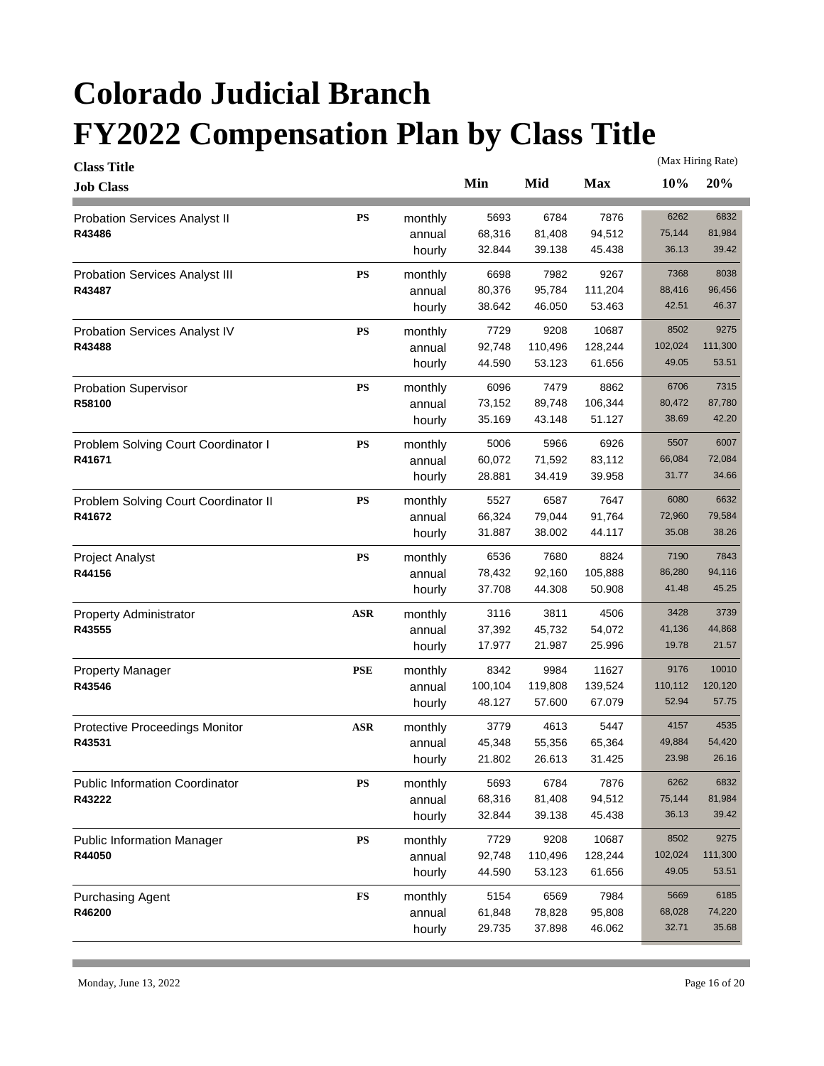# Colorado Judicial Branch
# FY2022 Compensation Plan by Class Title

| Class Title / Job Class | | | Min | Mid | Max | 10% (Max Hiring Rate) | 20% (Max Hiring Rate) |
|---|---|---|---|---|---|---|---|
| Probation Services Analyst II | PS | monthly | 5693 | 6784 | 7876 | 6262 | 6832 |
| R43486 | | annual | 68,316 | 81,408 | 94,512 | 75,144 | 81,984 |
| | | hourly | 32.844 | 39.138 | 45.438 | 36.13 | 39.42 |
| Probation Services Analyst III | PS | monthly | 6698 | 7982 | 9267 | 7368 | 8038 |
| R43487 | | annual | 80,376 | 95,784 | 111,204 | 88,416 | 96,456 |
| | | hourly | 38.642 | 46.050 | 53.463 | 42.51 | 46.37 |
| Probation Services Analyst IV | PS | monthly | 7729 | 9208 | 10687 | 8502 | 9275 |
| R43488 | | annual | 92,748 | 110,496 | 128,244 | 102,024 | 111,300 |
| | | hourly | 44.590 | 53.123 | 61.656 | 49.05 | 53.51 |
| Probation Supervisor | PS | monthly | 6096 | 7479 | 8862 | 6706 | 7315 |
| R58100 | | annual | 73,152 | 89,748 | 106,344 | 80,472 | 87,780 |
| | | hourly | 35.169 | 43.148 | 51.127 | 38.69 | 42.20 |
| Problem Solving Court Coordinator I | PS | monthly | 5006 | 5966 | 6926 | 5507 | 6007 |
| R41671 | | annual | 60,072 | 71,592 | 83,112 | 66,084 | 72,084 |
| | | hourly | 28.881 | 34.419 | 39.958 | 31.77 | 34.66 |
| Problem Solving Court Coordinator II | PS | monthly | 5527 | 6587 | 7647 | 6080 | 6632 |
| R41672 | | annual | 66,324 | 79,044 | 91,764 | 72,960 | 79,584 |
| | | hourly | 31.887 | 38.002 | 44.117 | 35.08 | 38.26 |
| Project Analyst | PS | monthly | 6536 | 7680 | 8824 | 7190 | 7843 |
| R44156 | | annual | 78,432 | 92,160 | 105,888 | 86,280 | 94,116 |
| | | hourly | 37.708 | 44.308 | 50.908 | 41.48 | 45.25 |
| Property Administrator | ASR | monthly | 3116 | 3811 | 4506 | 3428 | 3739 |
| R43555 | | annual | 37,392 | 45,732 | 54,072 | 41,136 | 44,868 |
| | | hourly | 17.977 | 21.987 | 25.996 | 19.78 | 21.57 |
| Property Manager | PSE | monthly | 8342 | 9984 | 11627 | 9176 | 10010 |
| R43546 | | annual | 100,104 | 119,808 | 139,524 | 110,112 | 120,120 |
| | | hourly | 48.127 | 57.600 | 67.079 | 52.94 | 57.75 |
| Protective Proceedings Monitor | ASR | monthly | 3779 | 4613 | 5447 | 4157 | 4535 |
| R43531 | | annual | 45,348 | 55,356 | 65,364 | 49,884 | 54,420 |
| | | hourly | 21.802 | 26.613 | 31.425 | 23.98 | 26.16 |
| Public Information Coordinator | PS | monthly | 5693 | 6784 | 7876 | 6262 | 6832 |
| R43222 | | annual | 68,316 | 81,408 | 94,512 | 75,144 | 81,984 |
| | | hourly | 32.844 | 39.138 | 45.438 | 36.13 | 39.42 |
| Public Information Manager | PS | monthly | 7729 | 9208 | 10687 | 8502 | 9275 |
| R44050 | | annual | 92,748 | 110,496 | 128,244 | 102,024 | 111,300 |
| | | hourly | 44.590 | 53.123 | 61.656 | 49.05 | 53.51 |
| Purchasing Agent | FS | monthly | 5154 | 6569 | 7984 | 5669 | 6185 |
| R46200 | | annual | 61,848 | 78,828 | 95,808 | 68,028 | 74,220 |
| | | hourly | 29.735 | 37.898 | 46.062 | 32.71 | 35.68 |

Monday, June 13, 2022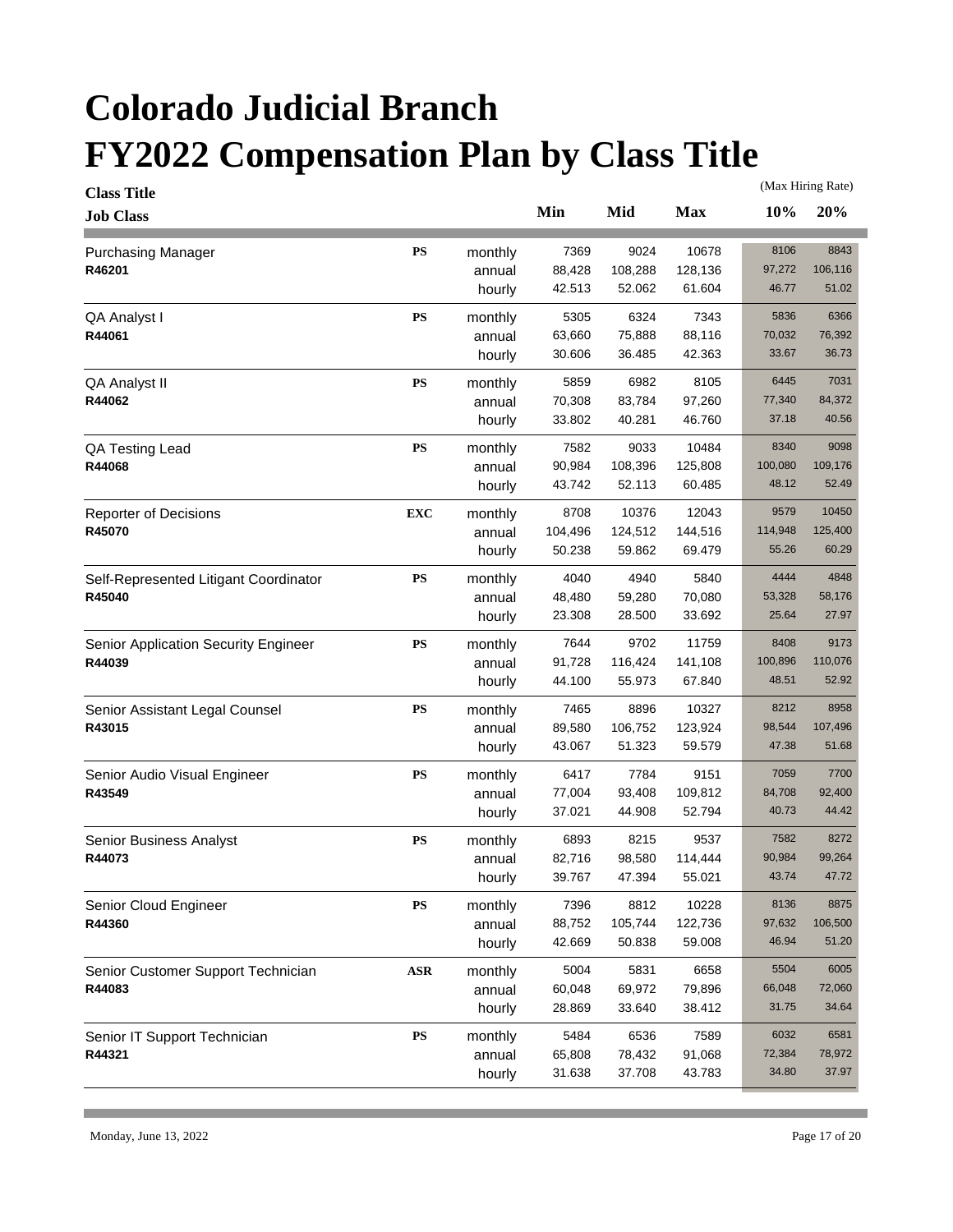# Colorado Judicial Branch

# FY2022 Compensation Plan by Class Title

| Class Title / Job Class | | | Min | Mid | Max | 10% (Max Hiring Rate) | 20% (Max Hiring Rate) |
|---|---|---|---|---|---|---|---|
| Purchasing Manager | PS | monthly | 7369 | 9024 | 10678 | 8106 | 8843 |
| R46201 | | annual | 88,428 | 108,288 | 128,136 | 97,272 | 106,116 |
| | | hourly | 42.513 | 52.062 | 61.604 | 46.77 | 51.02 |
| QA Analyst I | PS | monthly | 5305 | 6324 | 7343 | 5836 | 6366 |
| R44061 | | annual | 63,660 | 75,888 | 88,116 | 70,032 | 76,392 |
| | | hourly | 30.606 | 36.485 | 42.363 | 33.67 | 36.73 |
| QA Analyst II | PS | monthly | 5859 | 6982 | 8105 | 6445 | 7031 |
| R44062 | | annual | 70,308 | 83,784 | 97,260 | 77,340 | 84,372 |
| | | hourly | 33.802 | 40.281 | 46.760 | 37.18 | 40.56 |
| QA Testing Lead | PS | monthly | 7582 | 9033 | 10484 | 8340 | 9098 |
| R44068 | | annual | 90,984 | 108,396 | 125,808 | 100,080 | 109,176 |
| | | hourly | 43.742 | 52.113 | 60.485 | 48.12 | 52.49 |
| Reporter of Decisions | EXC | monthly | 8708 | 10376 | 12043 | 9579 | 10450 |
| R45070 | | annual | 104,496 | 124,512 | 144,516 | 114,948 | 125,400 |
| | | hourly | 50.238 | 59.862 | 69.479 | 55.26 | 60.29 |
| Self-Represented Litigant Coordinator | PS | monthly | 4040 | 4940 | 5840 | 4444 | 4848 |
| R45040 | | annual | 48,480 | 59,280 | 70,080 | 53,328 | 58,176 |
| | | hourly | 23.308 | 28.500 | 33.692 | 25.64 | 27.97 |
| Senior Application Security Engineer | PS | monthly | 7644 | 9702 | 11759 | 8408 | 9173 |
| R44039 | | annual | 91,728 | 116,424 | 141,108 | 100,896 | 110,076 |
| | | hourly | 44.100 | 55.973 | 67.840 | 48.51 | 52.92 |
| Senior Assistant Legal Counsel | PS | monthly | 7465 | 8896 | 10327 | 8212 | 8958 |
| R43015 | | annual | 89,580 | 106,752 | 123,924 | 98,544 | 107,496 |
| | | hourly | 43.067 | 51.323 | 59.579 | 47.38 | 51.68 |
| Senior Audio Visual Engineer | PS | monthly | 6417 | 7784 | 9151 | 7059 | 7700 |
| R43549 | | annual | 77,004 | 93,408 | 109,812 | 84,708 | 92,400 |
| | | hourly | 37.021 | 44.908 | 52.794 | 40.73 | 44.42 |
| Senior Business Analyst | PS | monthly | 6893 | 8215 | 9537 | 7582 | 8272 |
| R44073 | | annual | 82,716 | 98,580 | 114,444 | 90,984 | 99,264 |
| | | hourly | 39.767 | 47.394 | 55.021 | 43.74 | 47.72 |
| Senior Cloud Engineer | PS | monthly | 7396 | 8812 | 10228 | 8136 | 8875 |
| R44360 | | annual | 88,752 | 105,744 | 122,736 | 97,632 | 106,500 |
| | | hourly | 42.669 | 50.838 | 59.008 | 46.94 | 51.20 |
| Senior Customer Support Technician | ASR | monthly | 5004 | 5831 | 6658 | 5504 | 6005 |
| R44083 | | annual | 60,048 | 69,972 | 79,896 | 66,048 | 72,060 |
| | | hourly | 28.869 | 33.640 | 38.412 | 31.75 | 34.64 |
| Senior IT Support Technician | PS | monthly | 5484 | 6536 | 7589 | 6032 | 6581 |
| R44321 | | annual | 65,808 | 78,432 | 91,068 | 72,384 | 78,972 |
| | | hourly | 31.638 | 37.708 | 43.783 | 34.80 | 37.97 |

Monday, June 13, 2022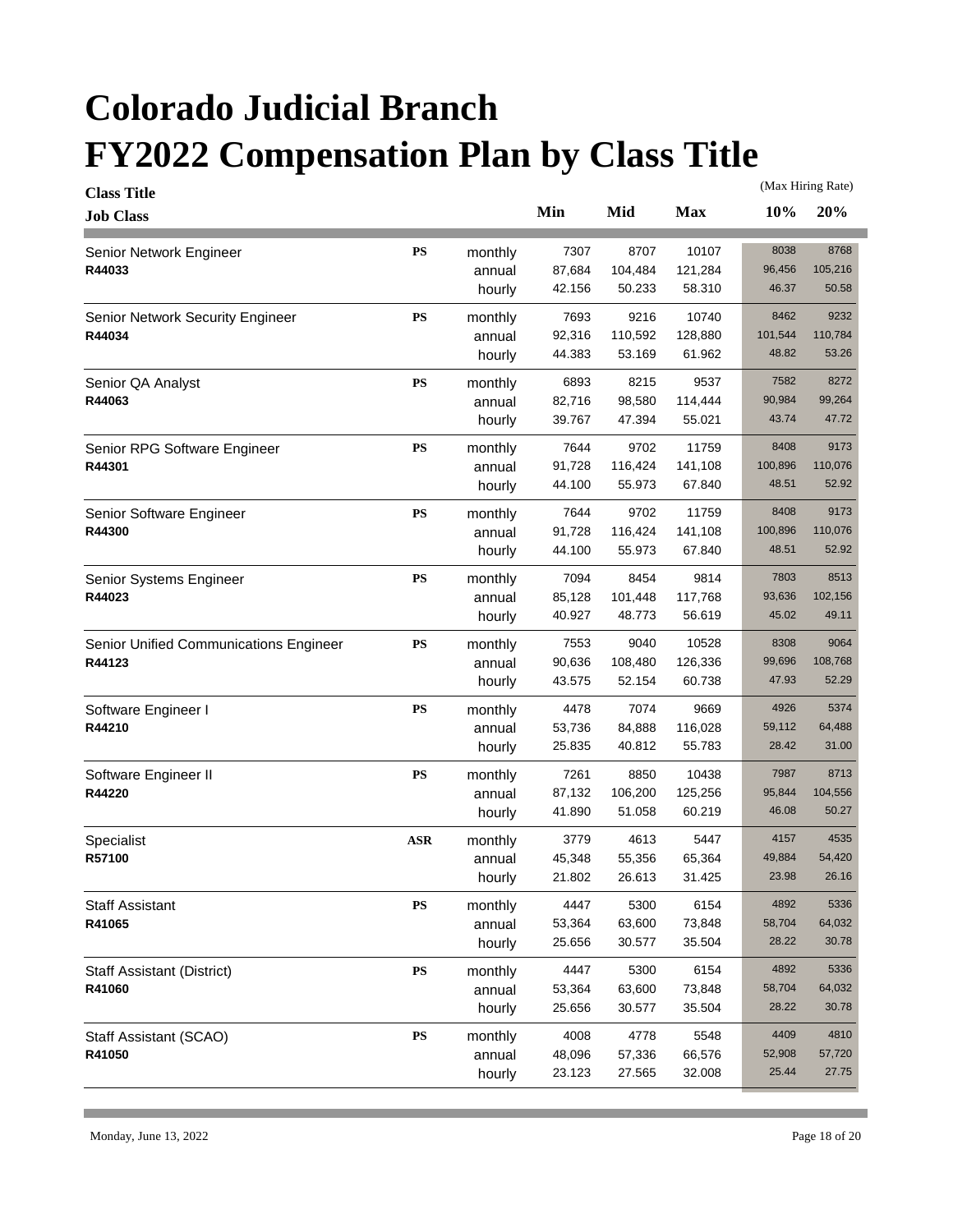# Colorado Judicial Branch
# FY2022 Compensation Plan by Class Title

| Class Title / Job Class | | | Min | Mid | Max | (Max Hiring Rate) 10% | 20% |
|---|---|---|---|---|---|---|---|
| Senior Network Engineer | PS | monthly | 7307 | 8707 | 10107 | 8038 | 8768 |
| **R44033** | | annual | 87,684 | 104,484 | 121,284 | 96,456 | 105,216 |
| | | hourly | 42.156 | 50.233 | 58.310 | 46.37 | 50.58 |
| Senior Network Security Engineer | PS | monthly | 7693 | 9216 | 10740 | 8462 | 9232 |
| **R44034** | | annual | 92,316 | 110,592 | 128,880 | 101,544 | 110,784 |
| | | hourly | 44.383 | 53.169 | 61.962 | 48.82 | 53.26 |
| Senior QA Analyst | PS | monthly | 6893 | 8215 | 9537 | 7582 | 8272 |
| **R44063** | | annual | 82,716 | 98,580 | 114,444 | 90,984 | 99,264 |
| | | hourly | 39.767 | 47.394 | 55.021 | 43.74 | 47.72 |
| Senior RPG Software Engineer | PS | monthly | 7644 | 9702 | 11759 | 8408 | 9173 |
| **R44301** | | annual | 91,728 | 116,424 | 141,108 | 100,896 | 110,076 |
| | | hourly | 44.100 | 55.973 | 67.840 | 48.51 | 52.92 |
| Senior Software Engineer | PS | monthly | 7644 | 9702 | 11759 | 8408 | 9173 |
| **R44300** | | annual | 91,728 | 116,424 | 141,108 | 100,896 | 110,076 |
| | | hourly | 44.100 | 55.973 | 67.840 | 48.51 | 52.92 |
| Senior Systems Engineer | PS | monthly | 7094 | 8454 | 9814 | 7803 | 8513 |
| **R44023** | | annual | 85,128 | 101,448 | 117,768 | 93,636 | 102,156 |
| | | hourly | 40.927 | 48.773 | 56.619 | 45.02 | 49.11 |
| Senior Unified Communications Engineer | PS | monthly | 7553 | 9040 | 10528 | 8308 | 9064 |
| **R44123** | | annual | 90,636 | 108,480 | 126,336 | 99,696 | 108,768 |
| | | hourly | 43.575 | 52.154 | 60.738 | 47.93 | 52.29 |
| Software Engineer I | PS | monthly | 4478 | 7074 | 9669 | 4926 | 5374 |
| **R44210** | | annual | 53,736 | 84,888 | 116,028 | 59,112 | 64,488 |
| | | hourly | 25.835 | 40.812 | 55.783 | 28.42 | 31.00 |
| Software Engineer II | PS | monthly | 7261 | 8850 | 10438 | 7987 | 8713 |
| **R44220** | | annual | 87,132 | 106,200 | 125,256 | 95,844 | 104,556 |
| | | hourly | 41.890 | 51.058 | 60.219 | 46.08 | 50.27 |
| Specialist | ASR | monthly | 3779 | 4613 | 5447 | 4157 | 4535 |
| **R57100** | | annual | 45,348 | 55,356 | 65,364 | 49,884 | 54,420 |
| | | hourly | 21.802 | 26.613 | 31.425 | 23.98 | 26.16 |
| Staff Assistant | PS | monthly | 4447 | 5300 | 6154 | 4892 | 5336 |
| **R41065** | | annual | 53,364 | 63,600 | 73,848 | 58,704 | 64,032 |
| | | hourly | 25.656 | 30.577 | 35.504 | 28.22 | 30.78 |
| Staff Assistant (District) | PS | monthly | 4447 | 5300 | 6154 | 4892 | 5336 |
| **R41060** | | annual | 53,364 | 63,600 | 73,848 | 58,704 | 64,032 |
| | | hourly | 25.656 | 30.577 | 35.504 | 28.22 | 30.78 |
| Staff Assistant (SCAO) | PS | monthly | 4008 | 4778 | 5548 | 4409 | 4810 |
| **R41050** | | annual | 48,096 | 57,336 | 66,576 | 52,908 | 57,720 |
| | | hourly | 23.123 | 27.565 | 32.008 | 25.44 | 27.75 |

Monday, June 13, 2022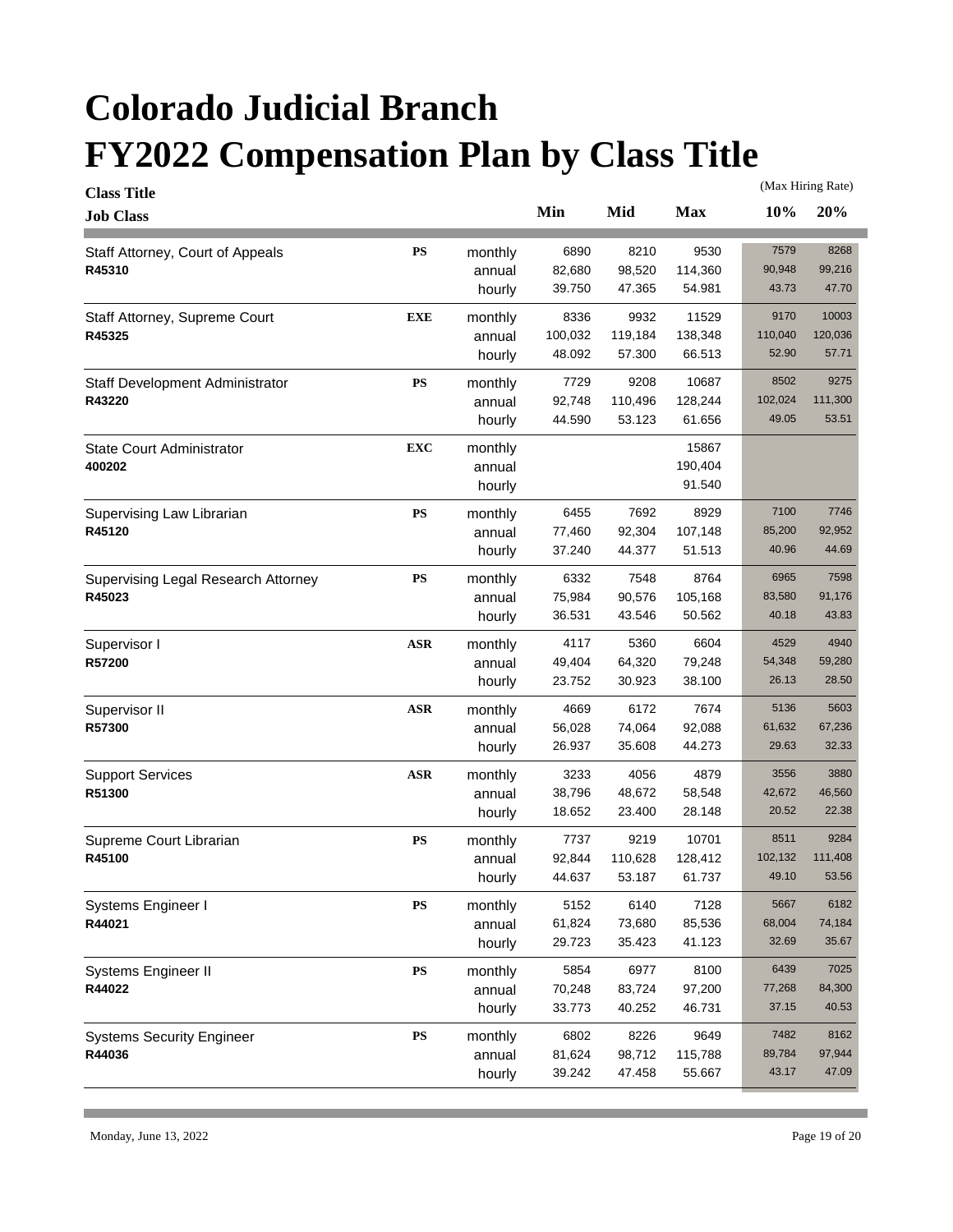# Colorado Judicial Branch
# FY2022 Compensation Plan by Class Title

| Class Title / Job Class | | | Min | Mid | Max | 10% (Max Hiring Rate) | 20% (Max Hiring Rate) |
|---|---|---|---|---|---|---|---|
| Staff Attorney, Court of Appeals | PS | monthly | 6890 | 8210 | 9530 | 7579 | 8268 |
| R45310 | | annual | 82,680 | 98,520 | 114,360 | 90,948 | 99,216 |
| | | hourly | 39.750 | 47.365 | 54.981 | 43.73 | 47.70 |
| Staff Attorney, Supreme Court | EXE | monthly | 8336 | 9932 | 11529 | 9170 | 10003 |
| R45325 | | annual | 100,032 | 119,184 | 138,348 | 110,040 | 120,036 |
| | | hourly | 48.092 | 57.300 | 66.513 | 52.90 | 57.71 |
| Staff Development Administrator | PS | monthly | 7729 | 9208 | 10687 | 8502 | 9275 |
| R43220 | | annual | 92,748 | 110,496 | 128,244 | 102,024 | 111,300 |
| | | hourly | 44.590 | 53.123 | 61.656 | 49.05 | 53.51 |
| State Court Administrator | EXC | monthly | | | 15867 | | |
| 400202 | | annual | | | 190,404 | | |
| | | hourly | | | 91.540 | | |
| Supervising Law Librarian | PS | monthly | 6455 | 7692 | 8929 | 7100 | 7746 |
| R45120 | | annual | 77,460 | 92,304 | 107,148 | 85,200 | 92,952 |
| | | hourly | 37.240 | 44.377 | 51.513 | 40.96 | 44.69 |
| Supervising Legal Research Attorney | PS | monthly | 6332 | 7548 | 8764 | 6965 | 7598 |
| R45023 | | annual | 75,984 | 90,576 | 105,168 | 83,580 | 91,176 |
| | | hourly | 36.531 | 43.546 | 50.562 | 40.18 | 43.83 |
| Supervisor I | ASR | monthly | 4117 | 5360 | 6604 | 4529 | 4940 |
| R57200 | | annual | 49,404 | 64,320 | 79,248 | 54,348 | 59,280 |
| | | hourly | 23.752 | 30.923 | 38.100 | 26.13 | 28.50 |
| Supervisor II | ASR | monthly | 4669 | 6172 | 7674 | 5136 | 5603 |
| R57300 | | annual | 56,028 | 74,064 | 92,088 | 61,632 | 67,236 |
| | | hourly | 26.937 | 35.608 | 44.273 | 29.63 | 32.33 |
| Support Services | ASR | monthly | 3233 | 4056 | 4879 | 3556 | 3880 |
| R51300 | | annual | 38,796 | 48,672 | 58,548 | 42,672 | 46,560 |
| | | hourly | 18.652 | 23.400 | 28.148 | 20.52 | 22.38 |
| Supreme Court Librarian | PS | monthly | 7737 | 9219 | 10701 | 8511 | 9284 |
| R45100 | | annual | 92,844 | 110,628 | 128,412 | 102,132 | 111,408 |
| | | hourly | 44.637 | 53.187 | 61.737 | 49.10 | 53.56 |
| Systems Engineer I | PS | monthly | 5152 | 6140 | 7128 | 5667 | 6182 |
| R44021 | | annual | 61,824 | 73,680 | 85,536 | 68,004 | 74,184 |
| | | hourly | 29.723 | 35.423 | 41.123 | 32.69 | 35.67 |
| Systems Engineer II | PS | monthly | 5854 | 6977 | 8100 | 6439 | 7025 |
| R44022 | | annual | 70,248 | 83,724 | 97,200 | 77,268 | 84,300 |
| | | hourly | 33.773 | 40.252 | 46.731 | 37.15 | 40.53 |
| Systems Security Engineer | PS | monthly | 6802 | 8226 | 9649 | 7482 | 8162 |
| R44036 | | annual | 81,624 | 98,712 | 115,788 | 89,784 | 97,944 |
| | | hourly | 39.242 | 47.458 | 55.667 | 43.17 | 47.09 |

Monday, June 13, 2022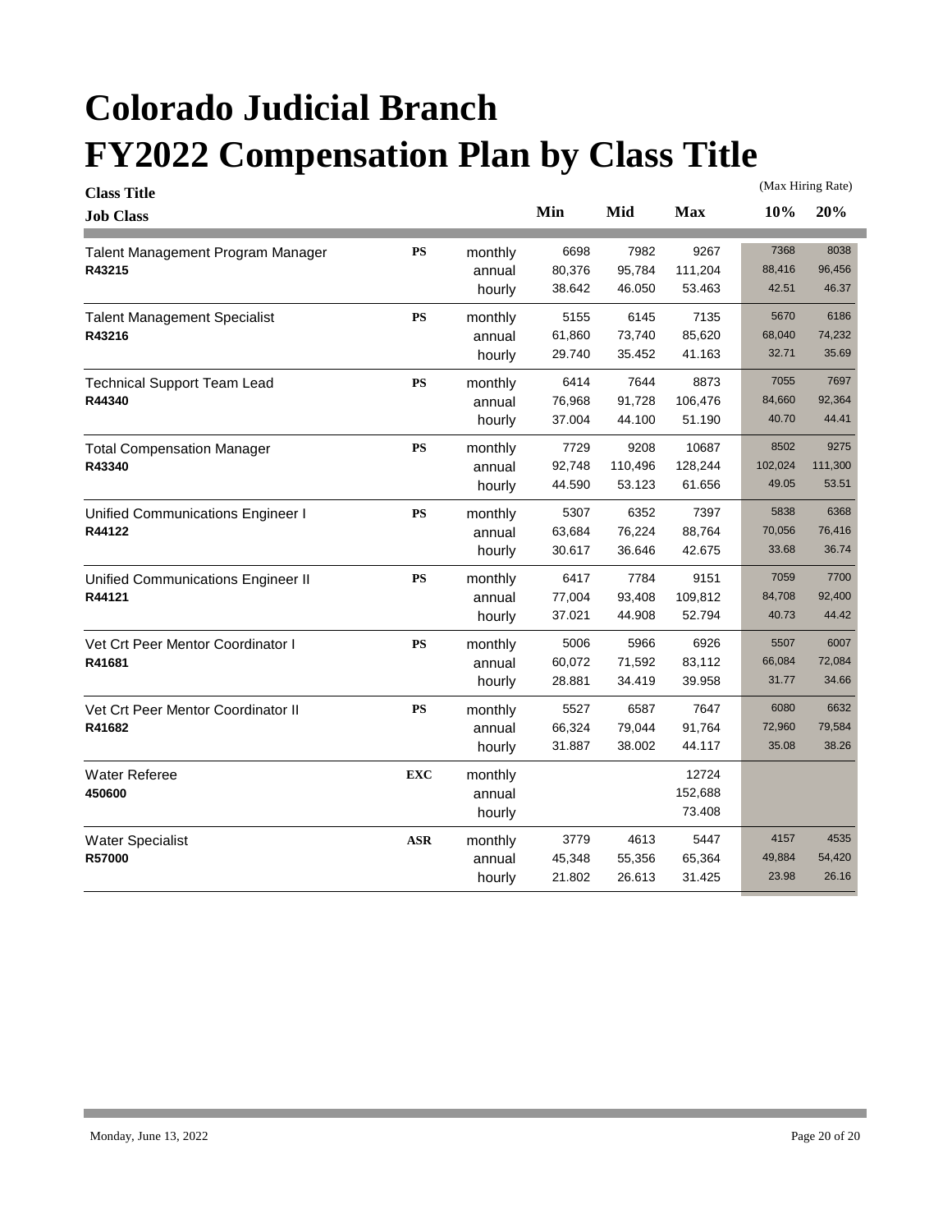# Colorado Judicial Branch

# FY2022 Compensation Plan by Class Title

| Class Title / Job Class | | | Min | Mid | Max | 10% (Max Hiring Rate) | 20% (Max Hiring Rate) |
|---|---|---|---|---|---|---|---|
| Talent Management Program Manager | PS | monthly | 6698 | 7982 | 9267 | 7368 | 8038 |
| R43215 | | annual | 80,376 | 95,784 | 111,204 | 88,416 | 96,456 |
| | | hourly | 38.642 | 46.050 | 53.463 | 42.51 | 46.37 |
| Talent Management Specialist | PS | monthly | 5155 | 6145 | 7135 | 5670 | 6186 |
| R43216 | | annual | 61,860 | 73,740 | 85,620 | 68,040 | 74,232 |
| | | hourly | 29.740 | 35.452 | 41.163 | 32.71 | 35.69 |
| Technical Support Team Lead | PS | monthly | 6414 | 7644 | 8873 | 7055 | 7697 |
| R44340 | | annual | 76,968 | 91,728 | 106,476 | 84,660 | 92,364 |
| | | hourly | 37.004 | 44.100 | 51.190 | 40.70 | 44.41 |
| Total Compensation Manager | PS | monthly | 7729 | 9208 | 10687 | 8502 | 9275 |
| R43340 | | annual | 92,748 | 110,496 | 128,244 | 102,024 | 111,300 |
| | | hourly | 44.590 | 53.123 | 61.656 | 49.05 | 53.51 |
| Unified Communications Engineer I | PS | monthly | 5307 | 6352 | 7397 | 5838 | 6368 |
| R44122 | | annual | 63,684 | 76,224 | 88,764 | 70,056 | 76,416 |
| | | hourly | 30.617 | 36.646 | 42.675 | 33.68 | 36.74 |
| Unified Communications Engineer II | PS | monthly | 6417 | 7784 | 9151 | 7059 | 7700 |
| R44121 | | annual | 77,004 | 93,408 | 109,812 | 84,708 | 92,400 |
| | | hourly | 37.021 | 44.908 | 52.794 | 40.73 | 44.42 |
| Vet Crt Peer Mentor Coordinator I | PS | monthly | 5006 | 5966 | 6926 | 5507 | 6007 |
| R41681 | | annual | 60,072 | 71,592 | 83,112 | 66,084 | 72,084 |
| | | hourly | 28.881 | 34.419 | 39.958 | 31.77 | 34.66 |
| Vet Crt Peer Mentor Coordinator II | PS | monthly | 5527 | 6587 | 7647 | 6080 | 6632 |
| R41682 | | annual | 66,324 | 79,044 | 91,764 | 72,960 | 79,584 |
| | | hourly | 31.887 | 38.002 | 44.117 | 35.08 | 38.26 |
| Water Referee | EXC | monthly | | | 12724 | | |
| 450600 | | annual | | | 152,688 | | |
| | | hourly | | | 73.408 | | |
| Water Specialist | ASR | monthly | 3779 | 4613 | 5447 | 4157 | 4535 |
| R57000 | | annual | 45,348 | 55,356 | 65,364 | 49,884 | 54,420 |
| | | hourly | 21.802 | 26.613 | 31.425 | 23.98 | 26.16 |

Monday, June 13, 2022